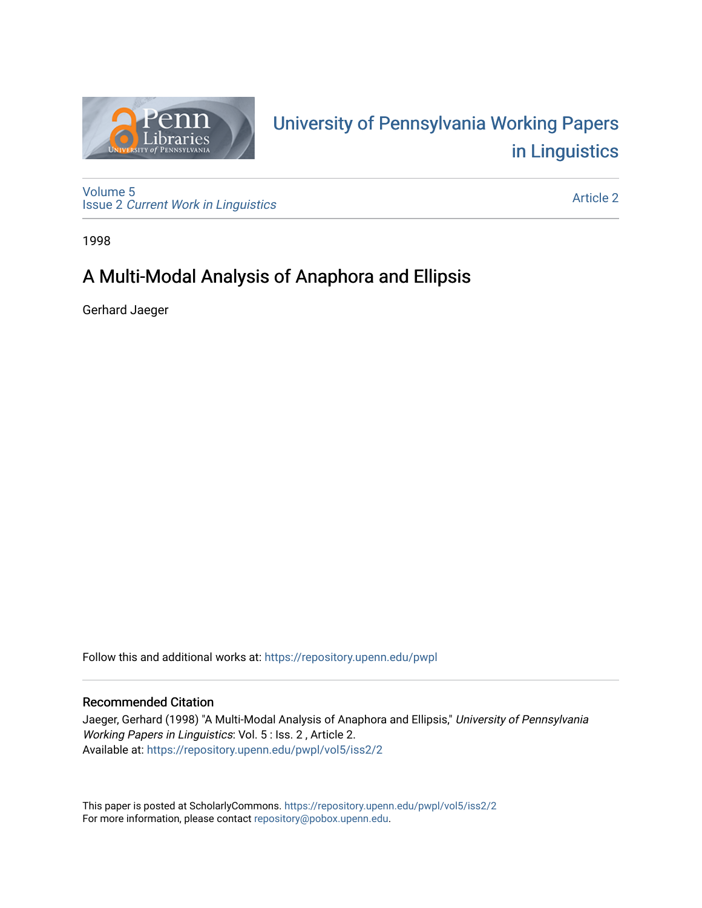# University of Pennsylvania Working Papers in Linguistics

Volume 5
Issue 2 *Current Work in Linguistics*

Article 2

1998

## A Multi-Modal Analysis of Anaphora and Ellipsis

Gerhard Jaeger

Follow this and additional works at: https://repository.upenn.edu/pwpl

### Recommended Citation

Jaeger, Gerhard (1998) "A Multi-Modal Analysis of Anaphora and Ellipsis," *University of Pennsylvania Working Papers in Linguistics*: Vol. 5 : Iss. 2 , Article 2.
Available at: https://repository.upenn.edu/pwpl/vol5/iss2/2

This paper is posted at ScholarlyCommons. https://repository.upenn.edu/pwpl/vol5/iss2/2
For more information, please contact repository@pobox.upenn.edu.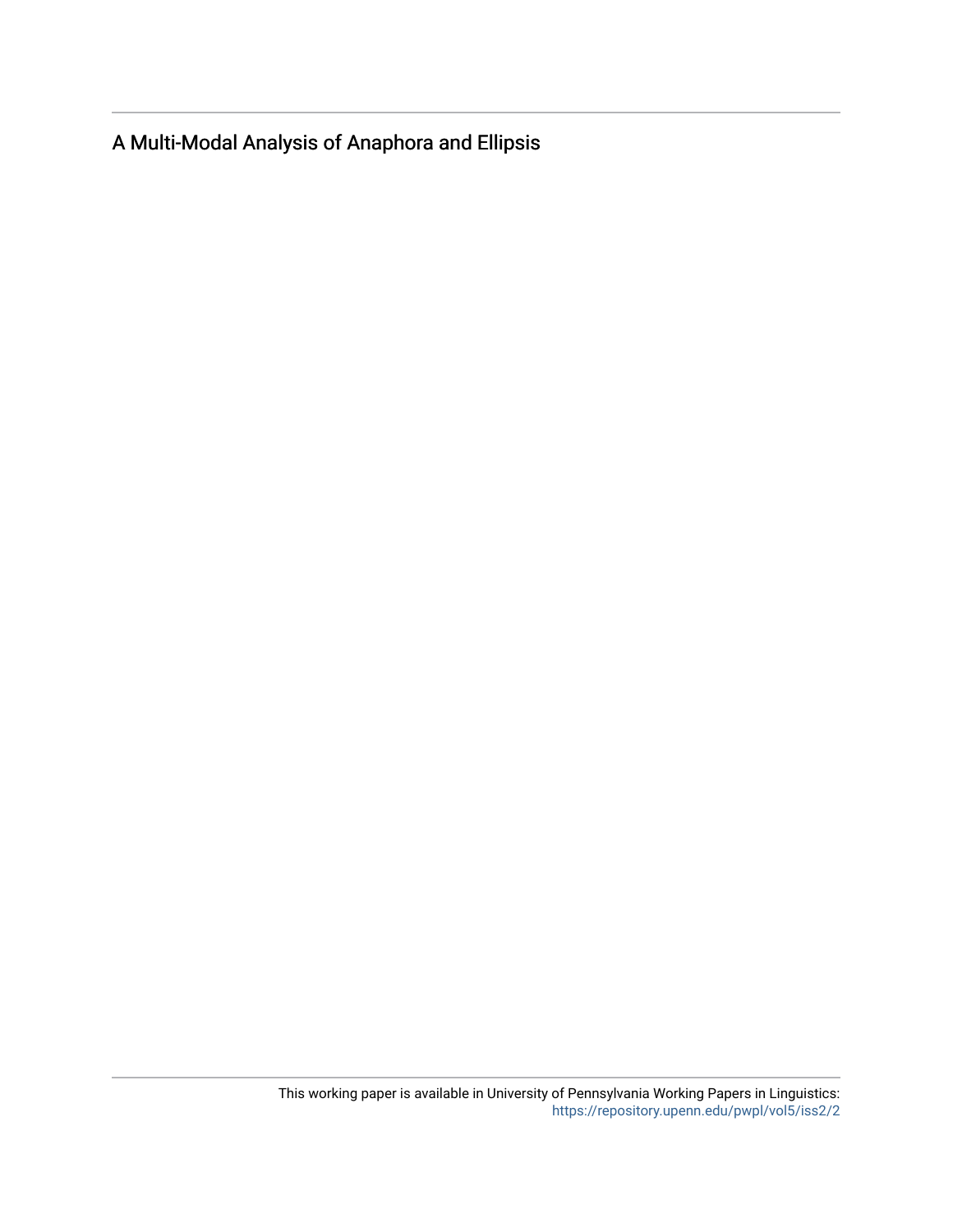A Multi-Modal Analysis of Anaphora and Ellipsis

This working paper is available in University of Pennsylvania Working Papers in Linguistics: https://repository.upenn.edu/pwpl/vol5/iss2/2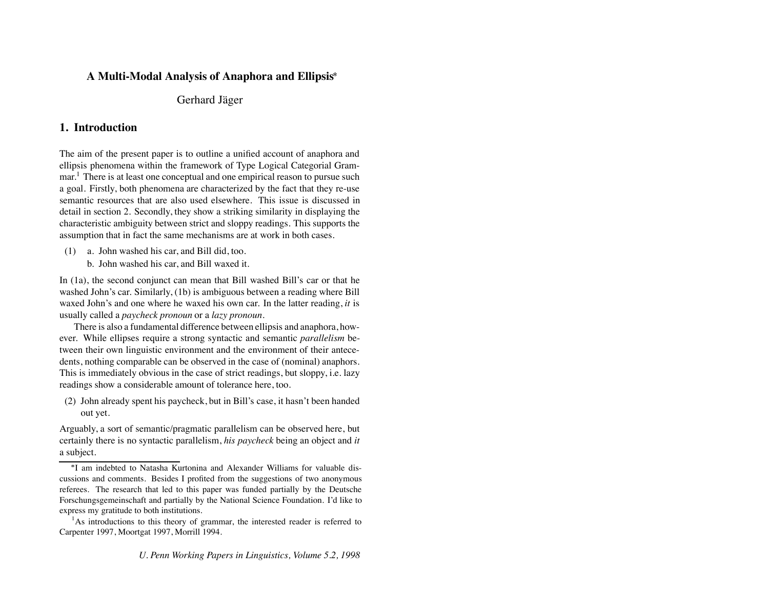# A Multi-Modal Analysis of Anaphora and Ellipsis*

Gerhard Jäger

## 1. Introduction

The aim of the present paper is to outline a unified account of anaphora and ellipsis phenomena within the framework of Type Logical Categorial Grammar.[1] There is at least one conceptual and one empirical reason to pursue such a goal. Firstly, both phenomena are characterized by the fact that they re-use semantic resources that are also used elsewhere. This issue is discussed in detail in section 2. Secondly, they show a striking similarity in displaying the characteristic ambiguity between strict and sloppy readings. This supports the assumption that in fact the same mechanisms are at work in both cases.

(1) a. John washed his car, and Bill did, too.
    b. John washed his car, and Bill waxed it.

In (1a), the second conjunct can mean that Bill washed Bill's car or that he washed John's car. Similarly, (1b) is ambiguous between a reading where Bill waxed John's and one where he waxed his own car. In the latter reading, *it* is usually called a *paycheck pronoun* or a *lazy pronoun*.

There is also a fundamental difference between ellipsis and anaphora, however. While ellipses require a strong syntactic and semantic *parallelism* between their own linguistic environment and the environment of their antecedents, nothing comparable can be observed in the case of (nominal) anaphors. This is immediately obvious in the case of strict readings, but sloppy, i.e. lazy readings show a considerable amount of tolerance here, too.

(2) John already spent his paycheck, but in Bill's case, it hasn't been handed out yet.

Arguably, a sort of semantic/pragmatic parallelism can be observed here, but certainly there is no syntactic parallelism, *his paycheck* being an object and *it* a subject.

---

*I am indebted to Natasha Kurtonina and Alexander Williams for valuable discussions and comments. Besides I profited from the suggestions of two anonymous referees. The research that led to this paper was funded partially by the Deutsche Forschungsgemeinschaft and partially by the National Science Foundation. I'd like to express my gratitude to both institutions.

[1] As introductions to this theory of grammar, the interested reader is referred to Carpenter 1997, Moortgat 1997, Morrill 1994.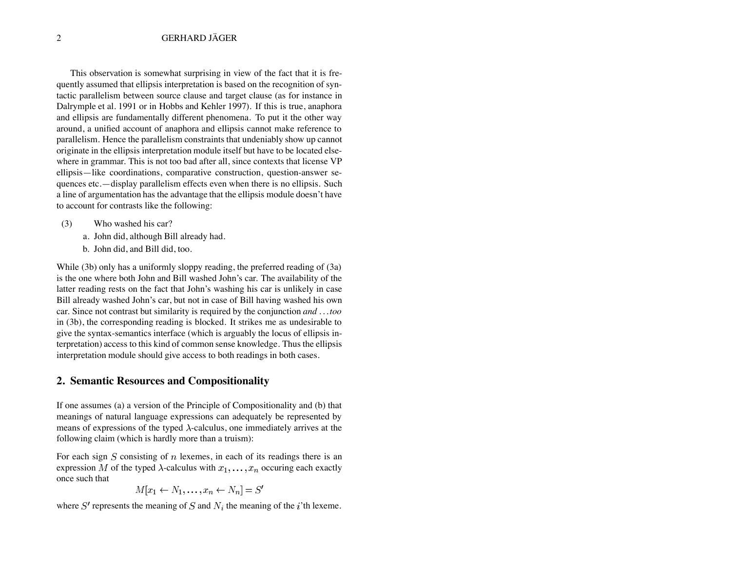This observation is somewhat surprising in view of the fact that it is frequently assumed that ellipsis interpretation is based on the recognition of syntactic parallelism between source clause and target clause (as for instance in Dalrymple et al. 1991 or in Hobbs and Kehler 1997). If this is true, anaphora and ellipsis are fundamentally different phenomena. To put it the other way around, a unified account of anaphora and ellipsis cannot make reference to parallelism. Hence the parallelism constraints that undeniably show up cannot originate in the ellipsis interpretation module itself but have to be located elsewhere in grammar. This is not too bad after all, since contexts that license VP ellipsis—like coordinations, comparative construction, question-answer sequences etc.—display parallelism effects even when there is no ellipsis. Such a line of argumentation has the advantage that the ellipsis module doesn't have to account for contrasts like the following:

(3) Who washed his car?

a. John did, although Bill already had.

b. John did, and Bill did, too.

While (3b) only has a uniformly sloppy reading, the preferred reading of (3a) is the one where both John and Bill washed John's car. The availability of the latter reading rests on the fact that John's washing his car is unlikely in case Bill already washed John's car, but not in case of Bill having washed his own car. Since not contrast but similarity is required by the conjunction *and ... too* in (3b), the corresponding reading is blocked. It strikes me as undesirable to give the syntax-semantics interface (which is arguably the locus of ellipsis interpretation) access to this kind of common sense knowledge. Thus the ellipsis interpretation module should give access to both readings in both cases.

## 2. Semantic Resources and Compositionality

If one assumes (a) a version of the Principle of Compositionality and (b) that meanings of natural language expressions can adequately be represented by means of expressions of the typed $\lambda$-calculus, one immediately arrives at the following claim (which is hardly more than a truism):

For each sign $S$ consisting of $n$ lexemes, in each of its readings there is an expression $M$ of the typed $\lambda$-calculus with $x_1, \ldots, x_n$ occuring each exactly once such that

$$M[x_1 \leftarrow N_1, \ldots, x_n \leftarrow N_n] = S'$$

where $S'$ represents the meaning of $S$ and $N_i$ the meaning of the $i$'th lexeme.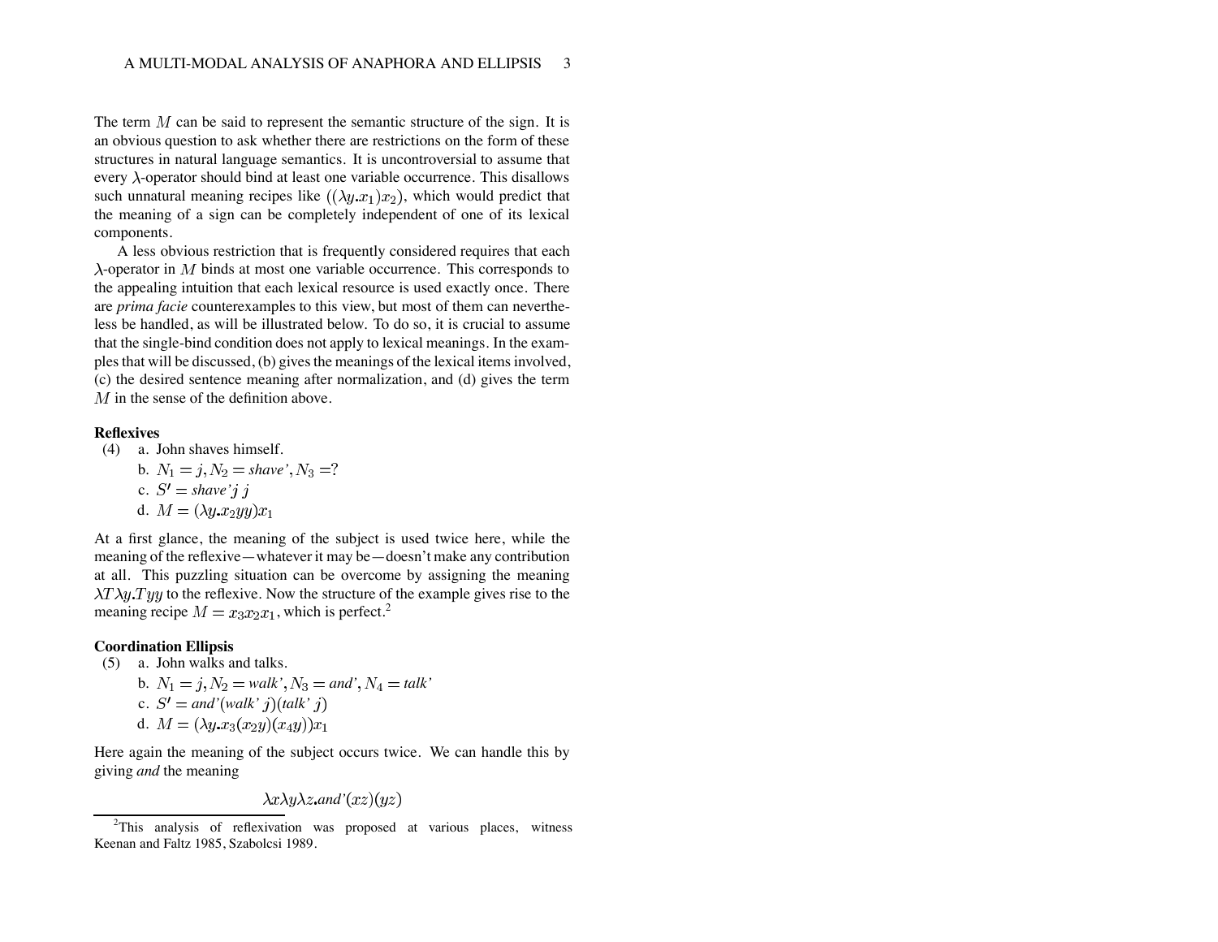The term $M$ can be said to represent the semantic structure of the sign. It is an obvious question to ask whether there are restrictions on the form of these structures in natural language semantics. It is uncontroversial to assume that every $\lambda$-operator should bind at least one variable occurrence. This disallows such unnatural meaning recipes like $((\lambda y.x_1)x_2)$, which would predict that the meaning of a sign can be completely independent of one of its lexical components.

A less obvious restriction that is frequently considered requires that each $\lambda$-operator in $M$ binds at most one variable occurrence. This corresponds to the appealing intuition that each lexical resource is used exactly once. There are *prima facie* counterexamples to this view, but most of them can nevertheless be handled, as will be illustrated below. To do so, it is crucial to assume that the single-bind condition does not apply to lexical meanings. In the examples that will be discussed, (b) gives the meanings of the lexical items involved, (c) the desired sentence meaning after normalization, and (d) gives the term $M$ in the sense of the definition above.

**Reflexives**

(4) a. John shaves himself.

b. $N_1 = j, N_2 = \textit{shave'}, N_3 = ?$

c. $S' = \textit{shave'} j\ j$

d. $M = (\lambda y.x_2 yy)x_1$

At a first glance, the meaning of the subject is used twice here, while the meaning of the reflexive—whatever it may be—doesn't make any contribution at all. This puzzling situation can be overcome by assigning the meaning $\lambda T \lambda y.Tyy$ to the reflexive. Now the structure of the example gives rise to the meaning recipe $M = x_3 x_2 x_1$, which is perfect.[2]

**Coordination Ellipsis**

(5) a. John walks and talks.

b. $N_1 = j, N_2 = \textit{walk'}, N_3 = \textit{and'}, N_4 = \textit{talk'}$

c. $S' = \textit{and'}(\textit{walk'}\ j)(\textit{talk'}\ j)$

d. $M = (\lambda y.x_3(x_2 y)(x_4 y))x_1$

Here again the meaning of the subject occurs twice. We can handle this by giving *and* the meaning

$$\lambda x \lambda y \lambda z.\textit{and'}(xz)(yz)$$

[2] This analysis of reflexivation was proposed at various places, witness Keenan and Faltz 1985, Szabolcsi 1989.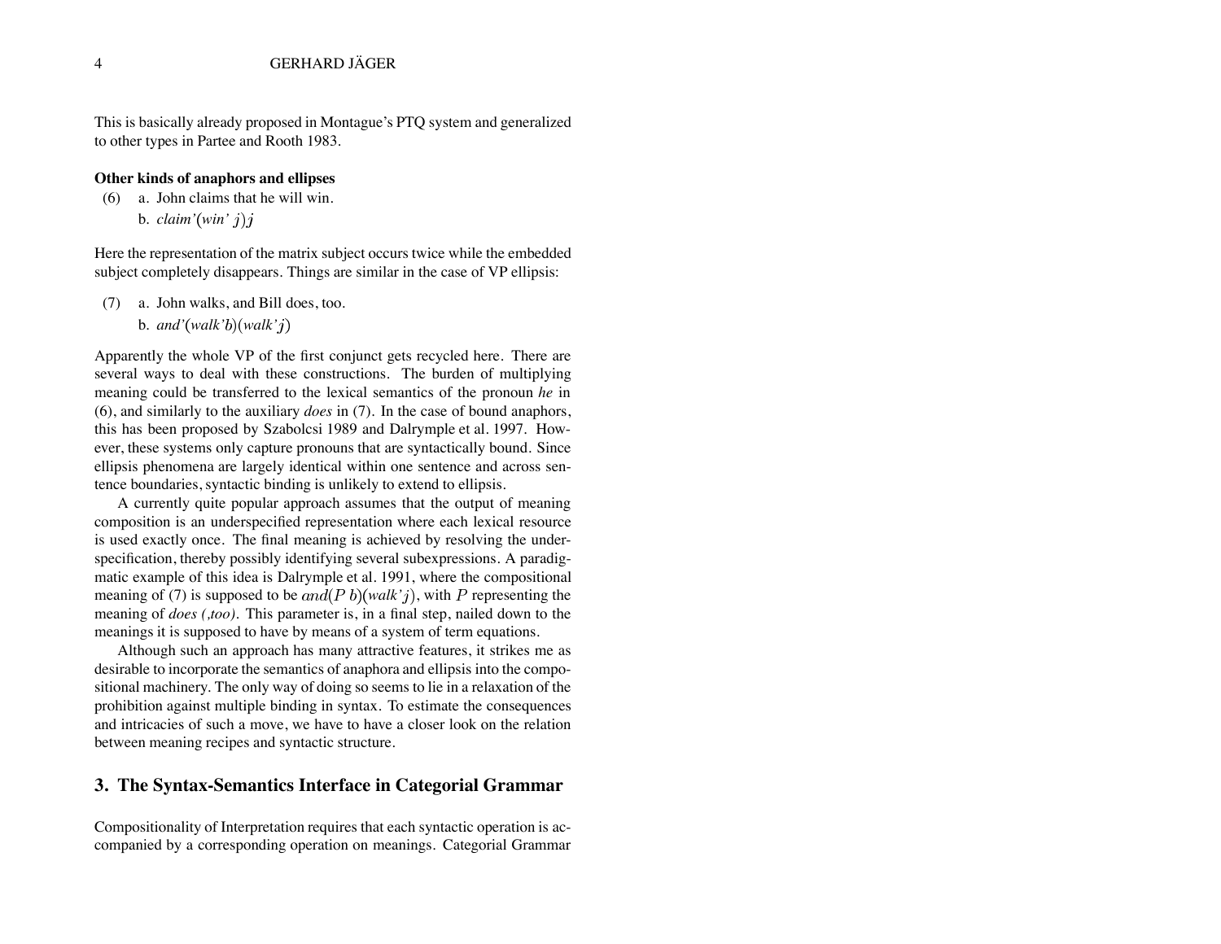This is basically already proposed in Montague's PTQ system and generalized to other types in Partee and Rooth 1983.

**Other kinds of anaphors and ellipses**

(6) a. John claims that he will win.

b. *claim'*$(win'\ j)j$

Here the representation of the matrix subject occurs twice while the embedded subject completely disappears. Things are similar in the case of VP ellipsis:

(7) a. John walks, and Bill does, too.

b. *and'*$(walk'b)(walk'j)$

Apparently the whole VP of the first conjunct gets recycled here. There are several ways to deal with these constructions. The burden of multiplying meaning could be transferred to the lexical semantics of the pronoun *he* in (6), and similarly to the auxiliary *does* in (7). In the case of bound anaphors, this has been proposed by Szabolcsi 1989 and Dalrymple et al. 1997. However, these systems only capture pronouns that are syntactically bound. Since ellipsis phenomena are largely identical within one sentence and across sentence boundaries, syntactic binding is unlikely to extend to ellipsis.

A currently quite popular approach assumes that the output of meaning composition is an underspecified representation where each lexical resource is used exactly once. The final meaning is achieved by resolving the underspecification, thereby possibly identifying several subexpressions. A paradigmatic example of this idea is Dalrymple et al. 1991, where the compositional meaning of (7) is supposed to be $and(P\ b)(walk'j)$, with $P$ representing the meaning of *does (,too)*. This parameter is, in a final step, nailed down to the meanings it is supposed to have by means of a system of term equations.

Although such an approach has many attractive features, it strikes me as desirable to incorporate the semantics of anaphora and ellipsis into the compositional machinery. The only way of doing so seems to lie in a relaxation of the prohibition against multiple binding in syntax. To estimate the consequences and intricacies of such a move, we have to have a closer look on the relation between meaning recipes and syntactic structure.

## 3. The Syntax-Semantics Interface in Categorial Grammar

Compositionality of Interpretation requires that each syntactic operation is accompanied by a corresponding operation on meanings. Categorial Grammar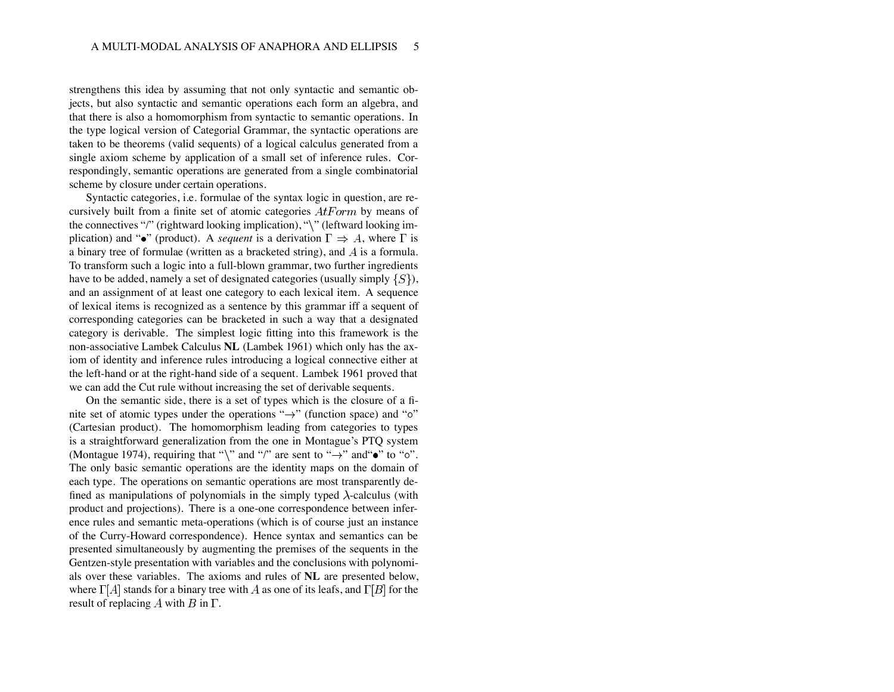strengthens this idea by assuming that not only syntactic and semantic objects, but also syntactic and semantic operations each form an algebra, and that there is also a homomorphism from syntactic to semantic operations. In the type logical version of Categorial Grammar, the syntactic operations are taken to be theorems (valid sequents) of a logical calculus generated from a single axiom scheme by application of a small set of inference rules. Correspondingly, semantic operations are generated from a single combinatorial scheme by closure under certain operations.

Syntactic categories, i.e. formulae of the syntax logic in question, are recursively built from a finite set of atomic categories $AtForm$ by means of the connectives "/" (rightward looking implication), "\" (leftward looking implication) and "$\bullet$" (product). A *sequent* is a derivation $\Gamma \Rightarrow A$, where $\Gamma$ is a binary tree of formulae (written as a bracketed string), and $A$ is a formula. To transform such a logic into a full-blown grammar, two further ingredients have to be added, namely a set of designated categories (usually simply $\{S\}$), and an assignment of at least one category to each lexical item. A sequence of lexical items is recognized as a sentence by this grammar iff a sequent of corresponding categories can be bracketed in such a way that a designated category is derivable. The simplest logic fitting into this framework is the non-associative Lambek Calculus **NL** (Lambek 1961) which only has the axiom of identity and inference rules introducing a logical connective either at the left-hand or at the right-hand side of a sequent. Lambek 1961 proved that we can add the Cut rule without increasing the set of derivable sequents.

On the semantic side, there is a set of types which is the closure of a finite set of atomic types under the operations "$\rightarrow$" (function space) and "$\circ$" (Cartesian product). The homomorphism leading from categories to types is a straightforward generalization from the one in Montague's PTQ system (Montague 1974), requiring that "\" and "/" are sent to "$\rightarrow$" and "$\bullet$" to "$\circ$". The only basic semantic operations are the identity maps on the domain of each type. The operations on semantic operations are most transparently defined as manipulations of polynomials in the simply typed $\lambda$-calculus (with product and projections). There is a one-one correspondence between inference rules and semantic meta-operations (which is of course just an instance of the Curry-Howard correspondence). Hence syntax and semantics can be presented simultaneously by augmenting the premises of the sequents in the Gentzen-style presentation with variables and the conclusions with polynomials over these variables. The axioms and rules of **NL** are presented below, where $\Gamma[A]$ stands for a binary tree with $A$ as one of its leafs, and $\Gamma[B]$ for the result of replacing $A$ with $B$ in $\Gamma$.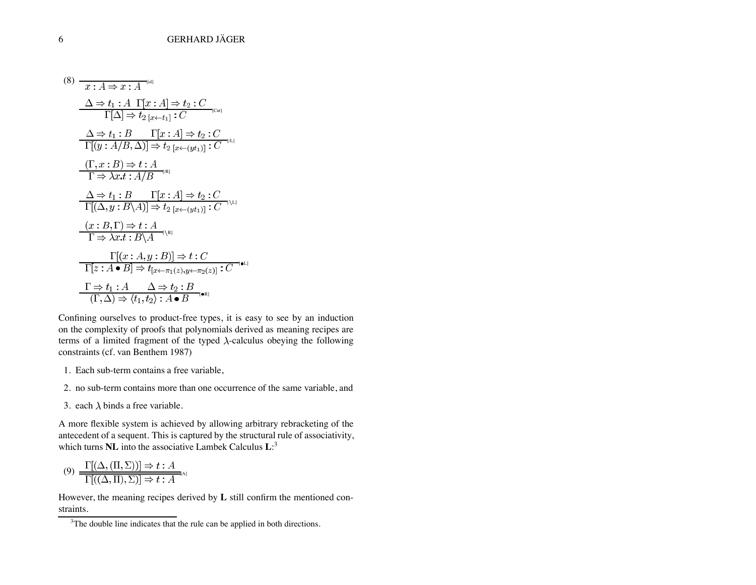(8)

$$\frac{}{x : A \Rightarrow x : A}\text{[id]}$$

$$\frac{\Delta \Rightarrow t_1 : A \quad \Gamma[x : A] \Rightarrow t_2 : C}{\Gamma[\Delta] \Rightarrow t_{2\,[x \leftarrow t_1]} : C}\text{[Cut]}$$

$$\frac{\Delta \Rightarrow t_1 : B \qquad \Gamma[x : A] \Rightarrow t_2 : C}{\Gamma[(y : A/B, \Delta)] \Rightarrow t_{2\,[x \leftarrow (y t_1)]} : C}\text{[/L]}$$

$$\frac{(\Gamma, x : B) \Rightarrow t : A}{\Gamma \Rightarrow \lambda x.t : A/B}\text{[/R]}$$

$$\frac{\Delta \Rightarrow t_1 : B \qquad \Gamma[x : A] \Rightarrow t_2 : C}{\Gamma[(\Delta, y : B\backslash A)] \Rightarrow t_{2\,[x \leftarrow (y t_1)]} : C}\text{[\\L]}$$

$$\frac{(x : B, \Gamma) \Rightarrow t : A}{\Gamma \Rightarrow \lambda x.t : B\backslash A}\text{[\\R]}$$

$$\frac{\Gamma[(x : A, y : B)] \Rightarrow t : C}{\Gamma[z : A \bullet B] \Rightarrow t_{[x \leftarrow \pi_1(z), y \leftarrow \pi_2(z)]} : C}\text{[}\bullet\text{L]}$$

$$\frac{\Gamma \Rightarrow t_1 : A \qquad \Delta \Rightarrow t_2 : B}{(\Gamma, \Delta) \Rightarrow \langle t_1, t_2 \rangle : A \bullet B}\text{[}\bullet\text{R]}$$

Confining ourselves to product-free types, it is easy to see by an induction on the complexity of proofs that polynomials derived as meaning recipes are terms of a limited fragment of the typed $\lambda$-calculus obeying the following constraints (cf. van Benthem 1987)

1. Each sub-term contains a free variable,
2. no sub-term contains more than one occurrence of the same variable, and
3. each $\lambda$ binds a free variable.

A more flexible system is achieved by allowing arbitrary rebracketing of the antecedent of a sequent. This is captured by the structural rule of associativity, which turns **NL** into the associative Lambek Calculus **L**:[3]

(9)

$$\frac{\Gamma[(\Delta, (\Pi, \Sigma))] \Rightarrow t : A}{\Gamma[((\Delta, \Pi), \Sigma)] \Rightarrow t : A}\text{[A]}$$

However, the meaning recipes derived by **L** still confirm the mentioned constraints.

---

[3] The double line indicates that the rule can be applied in both directions.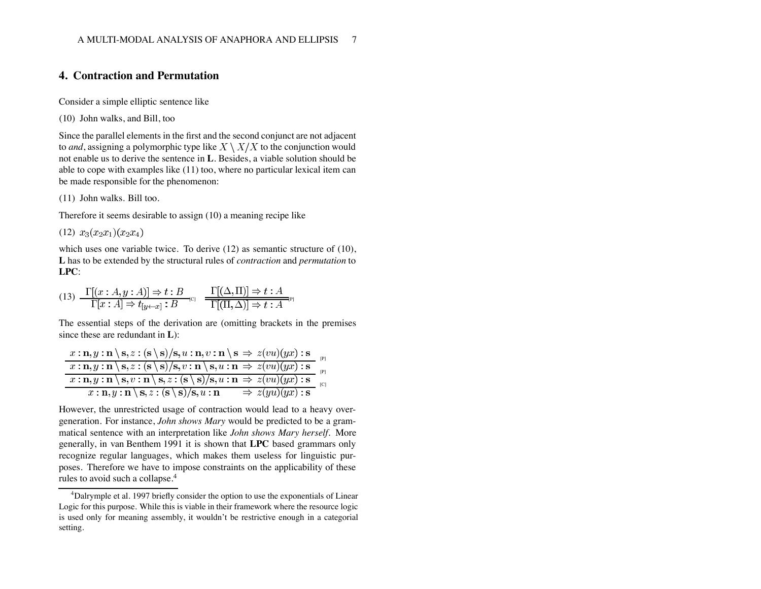## 4. Contraction and Permutation

Consider a simple elliptic sentence like

(10) John walks, and Bill, too

Since the parallel elements in the first and the second conjunct are not adjacent to *and*, assigning a polymorphic type like $X \setminus X/X$ to the conjunction would not enable us to derive the sentence in **L**. Besides, a viable solution should be able to cope with examples like (11) too, where no particular lexical item can be made responsible for the phenomenon:

(11) John walks. Bill too.

Therefore it seems desirable to assign (10) a meaning recipe like

(12) $x_3(x_2x_1)(x_2x_4)$

which uses one variable twice. To derive (12) as semantic structure of (10), **L** has to be extended by the structural rules of *contraction* and *permutation* to **LPC**:

(13) $$\frac{\Gamma[(x : A, y : A)] \Rightarrow t : B}{\Gamma[x : A] \Rightarrow t_{[y \leftarrow x]} : B}\text{[C]} \qquad \frac{\Gamma[(\Delta, \Pi)] \Rightarrow t : A}{\Gamma[(\Pi, \Delta)] \Rightarrow t : A}\text{[P]}$$

The essential steps of the derivation are (omitting brackets in the premises since these are redundant in **L**):

$$\frac{\dfrac{\dfrac{x : \mathbf{n}, y : \mathbf{n} \setminus \mathbf{s}, z : (\mathbf{s} \setminus \mathbf{s})/\mathbf{s}, u : \mathbf{n}, v : \mathbf{n} \setminus \mathbf{s} \Rightarrow z(vu)(yx) : \mathbf{s}}{x : \mathbf{n}, y : \mathbf{n} \setminus \mathbf{s}, z : (\mathbf{s} \setminus \mathbf{s})/\mathbf{s}, v : \mathbf{n} \setminus \mathbf{s}, u : \mathbf{n} \Rightarrow z(vu)(yx) : \mathbf{s}}\text{[P]}}{x : \mathbf{n}, y : \mathbf{n} \setminus \mathbf{s}, v : \mathbf{n} \setminus \mathbf{s}, z : (\mathbf{s} \setminus \mathbf{s})/\mathbf{s}, u : \mathbf{n} \Rightarrow z(vu)(yx) : \mathbf{s}}\text{[P]}}{x : \mathbf{n}, y : \mathbf{n} \setminus \mathbf{s}, z : (\mathbf{s} \setminus \mathbf{s})/\mathbf{s}, u : \mathbf{n} \Rightarrow z(yu)(yx) : \mathbf{s}}\text{[C]}$$

However, the unrestricted usage of contraction would lead to a heavy overgeneration. For instance, *John shows Mary* would be predicted to be a grammatical sentence with an interpretation like *John shows Mary herself*. More generally, in van Benthem 1991 it is shown that **LPC** based grammars only recognize regular languages, which makes them useless for linguistic purposes. Therefore we have to impose constraints on the applicability of these rules to avoid such a collapse.[4]

[4] Dalrymple et al. 1997 briefly consider the option to use the exponentials of Linear Logic for this purpose. While this is viable in their framework where the resource logic is used only for meaning assembly, it wouldn't be restrictive enough in a categorial setting.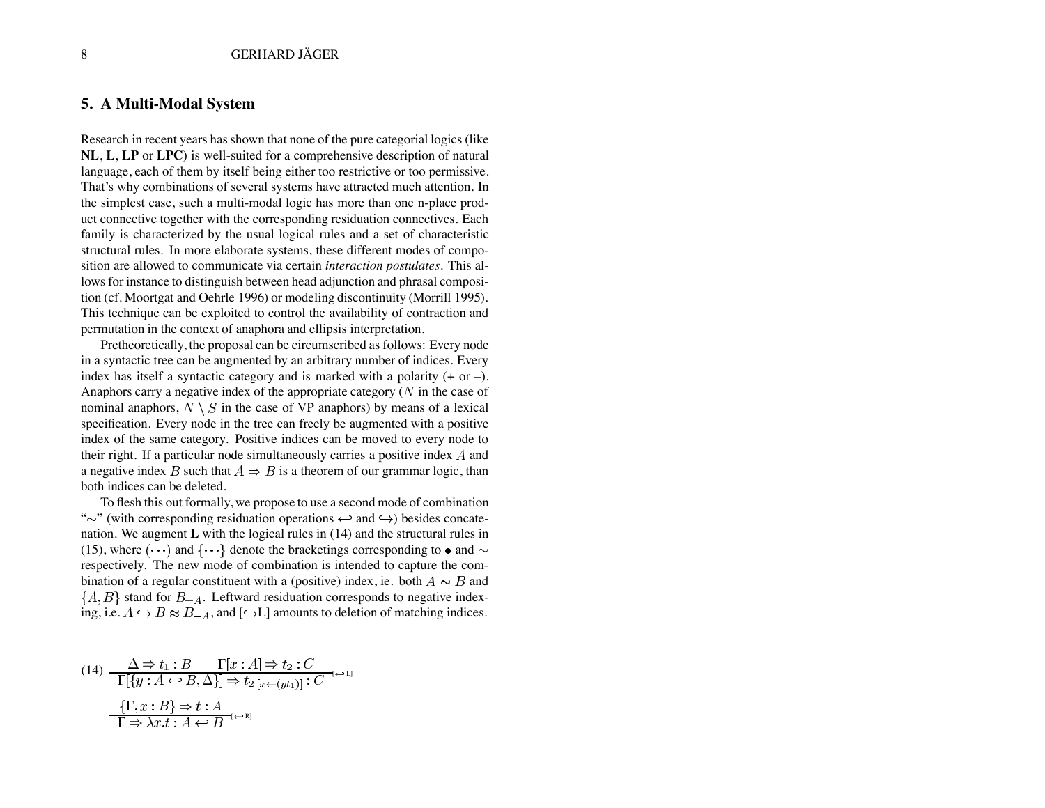## 5. A Multi-Modal System

Research in recent years has shown that none of the pure categorial logics (like **NL**, **L**, **LP** or **LPC**) is well-suited for a comprehensive description of natural language, each of them by itself being either too restrictive or too permissive. That's why combinations of several systems have attracted much attention. In the simplest case, such a multi-modal logic has more than one n-place product connective together with the corresponding residuation connectives. Each family is characterized by the usual logical rules and a set of characteristic structural rules. In more elaborate systems, these different modes of composition are allowed to communicate via certain *interaction postulates*. This allows for instance to distinguish between head adjunction and phrasal composition (cf. Moortgat and Oehrle 1996) or modeling discontinuity (Morrill 1995). This technique can be exploited to control the availability of contraction and permutation in the context of anaphora and ellipsis interpretation.

Pretheoretically, the proposal can be circumscribed as follows: Every node in a syntactic tree can be augmented by an arbitrary number of indices. Every index has itself a syntactic category and is marked with a polarity (+ or –). Anaphors carry a negative index of the appropriate category ($N$ in the case of nominal anaphors, $N \setminus S$ in the case of VP anaphors) by means of a lexical specification. Every node in the tree can freely be augmented with a positive index of the same category. Positive indices can be moved to every node to their right. If a particular node simultaneously carries a positive index $A$ and a negative index $B$ such that $A \Rightarrow B$ is a theorem of our grammar logic, than both indices can be deleted.

To flesh this out formally, we propose to use a second mode of combination "$\sim$" (with corresponding residuation operations $\hookleftarrow$ and $\hookrightarrow$) besides concatenation. We augment **L** with the logical rules in (14) and the structural rules in (15), where $(\cdots)$ and $\{\cdots\}$ denote the bracketings corresponding to $\bullet$ and $\sim$ respectively. The new mode of combination is intended to capture the combination of a regular constituent with a (positive) index, ie. both $A \sim B$ and $\{A, B\}$ stand for $B_{+A}$. Leftward residuation corresponds to negative indexing, i.e. $A \hookrightarrow B \approx B_{-A}$, and [$\hookrightarrow$L] amounts to deletion of matching indices.

(14)
$$\frac{\Delta \Rightarrow t_1 : B \qquad \Gamma[x : A] \Rightarrow t_2 : C}{\Gamma[\{y : A \hookleftarrow B, \Delta\}] \Rightarrow t_{2\,[x \leftarrow (y t_1)]} : C}[\hookleftarrow L]$$

$$\frac{\{\Gamma, x : B\} \Rightarrow t : A}{\Gamma \Rightarrow \lambda x.t : A \hookleftarrow B}[\hookleftarrow R]$$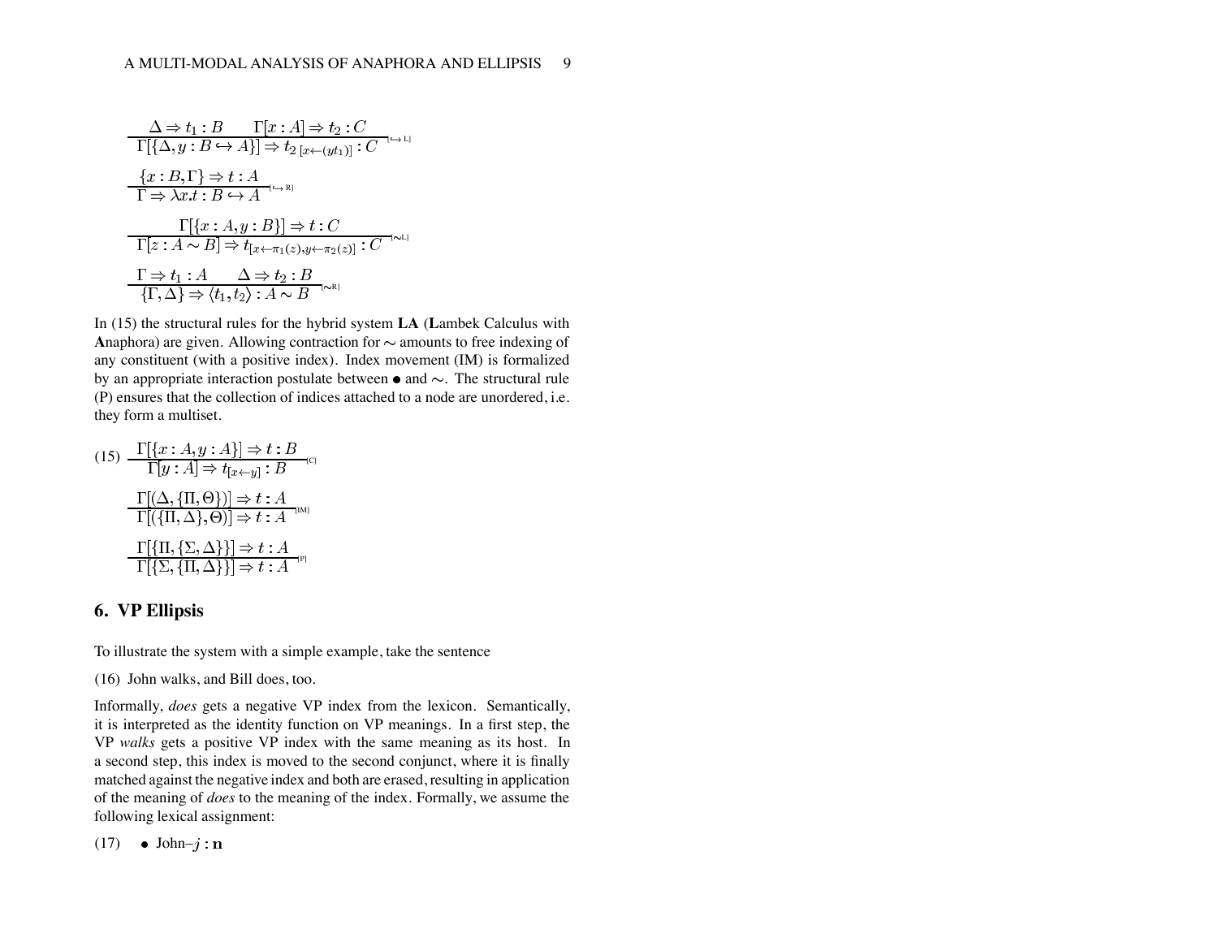$$\frac{\Delta \Rightarrow t_1 : B \qquad \Gamma[x : A] \Rightarrow t_2 : C}{\Gamma[\{\Delta, y : B \hookrightarrow A\}] \Rightarrow t_{2\,[x \leftarrow (y t_1)]} : C}[\hookrightarrow L]$$

$$\frac{\{x : B, \Gamma\} \Rightarrow t : A}{\Gamma \Rightarrow \lambda x.t : B \hookrightarrow A}[\hookrightarrow R]$$

$$\frac{\Gamma[\{x : A, y : B\}] \Rightarrow t : C}{\Gamma[z : A \sim B] \Rightarrow t_{[x \leftarrow \pi_1(z), y \leftarrow \pi_2(z)]} : C}[\sim L]$$

$$\frac{\Gamma \Rightarrow t_1 : A \qquad \Delta \Rightarrow t_2 : B}{\{\Gamma, \Delta\} \Rightarrow \langle t_1, t_2 \rangle : A \sim B}[\sim R]$$

In (15) the structural rules for the hybrid system **LA** (**L**ambek Calculus with **A**naphora) are given. Allowing contraction for $\sim$ amounts to free indexing of any constituent (with a positive index). Index movement (IM) is formalized by an appropriate interaction postulate between $\bullet$ and $\sim$. The structural rule (P) ensures that the collection of indices attached to a node are unordered, i.e. they form a multiset.

(15) $$\frac{\Gamma[\{x : A, y : A\}] \Rightarrow t : B}{\Gamma[y : A] \Rightarrow t_{[x \leftarrow y]} : B}[C]$$

$$\frac{\Gamma[(\Delta, \{\Pi, \Theta\})] \Rightarrow t : A}{\Gamma[(\{\Pi, \Delta\}, \Theta)] \Rightarrow t : A}[IM]$$

$$\frac{\Gamma[\{\Pi, \{\Sigma, \Delta\}\}] \Rightarrow t : A}{\Gamma[\{\Sigma, \{\Pi, \Delta\}\}] \Rightarrow t : A}[P]$$

## 6. VP Ellipsis

To illustrate the system with a simple example, take the sentence

(16) John walks, and Bill does, too.

Informally, *does* gets a negative VP index from the lexicon. Semantically, it is interpreted as the identity function on VP meanings. In a first step, the VP *walks* gets a positive VP index with the same meaning as its host. In a second step, this index is moved to the second conjunct, where it is finally matched against the negative index and both are erased, resulting in application of the meaning of *does* to the meaning of the index. Formally, we assume the following lexical assignment:

(17) • John–$j : \mathbf{n}$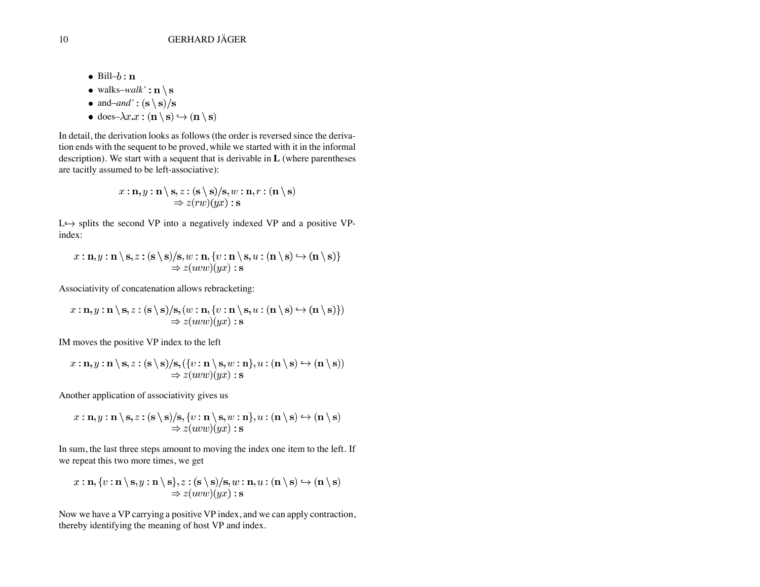- Bill–$b$ : $\mathbf{n}$
- walks–*walk'* : $\mathbf{n} \backslash \mathbf{s}$
- and–*and'* : $(\mathbf{s} \backslash \mathbf{s})/\mathbf{s}$
- does–$\lambda x.x$ : $(\mathbf{n} \backslash \mathbf{s}) \hookrightarrow (\mathbf{n} \backslash \mathbf{s})$

In detail, the derivation looks as follows (the order is reversed since the derivation ends with the sequent to be proved, while we started with it in the informal description). We start with a sequent that is derivable in **L** (where parentheses are tacitly assumed to be left-associative):

$$x : \mathbf{n}, y : \mathbf{n} \backslash \mathbf{s}, z : (\mathbf{s} \backslash \mathbf{s})/\mathbf{s}, w : \mathbf{n}, r : (\mathbf{n} \backslash \mathbf{s}) \\ \Rightarrow z(rw)(yx) : \mathbf{s}$$

L$\hookrightarrow$ splits the second VP into a negatively indexed VP and a positive VP-index:

$$x : \mathbf{n}, y : \mathbf{n} \backslash \mathbf{s}, z : (\mathbf{s} \backslash \mathbf{s})/\mathbf{s}, w : \mathbf{n}, \{v : \mathbf{n} \backslash \mathbf{s}, u : (\mathbf{n} \backslash \mathbf{s}) \hookrightarrow (\mathbf{n} \backslash \mathbf{s})\} \\ \Rightarrow z(uvw)(yx) : \mathbf{s}$$

Associativity of concatenation allows rebracketing:

$$x : \mathbf{n}, y : \mathbf{n} \backslash \mathbf{s}, z : (\mathbf{s} \backslash \mathbf{s})/\mathbf{s}, (w : \mathbf{n}, \{v : \mathbf{n} \backslash \mathbf{s}, u : (\mathbf{n} \backslash \mathbf{s}) \hookrightarrow (\mathbf{n} \backslash \mathbf{s})\}) \\ \Rightarrow z(uvw)(yx) : \mathbf{s}$$

IM moves the positive VP index to the left

$$x : \mathbf{n}, y : \mathbf{n} \backslash \mathbf{s}, z : (\mathbf{s} \backslash \mathbf{s})/\mathbf{s}, (\{v : \mathbf{n} \backslash \mathbf{s}, w : \mathbf{n}\}, u : (\mathbf{n} \backslash \mathbf{s}) \hookrightarrow (\mathbf{n} \backslash \mathbf{s})) \\ \Rightarrow z(uvw)(yx) : \mathbf{s}$$

Another application of associativity gives us

$$x : \mathbf{n}, y : \mathbf{n} \backslash \mathbf{s}, z : (\mathbf{s} \backslash \mathbf{s})/\mathbf{s}, \{v : \mathbf{n} \backslash \mathbf{s}, w : \mathbf{n}\}, u : (\mathbf{n} \backslash \mathbf{s}) \hookrightarrow (\mathbf{n} \backslash \mathbf{s}) \\ \Rightarrow z(uvw)(yx) : \mathbf{s}$$

In sum, the last three steps amount to moving the index one item to the left. If we repeat this two more times, we get

$$x : \mathbf{n}, \{v : \mathbf{n} \backslash \mathbf{s}, y : \mathbf{n} \backslash \mathbf{s}\}, z : (\mathbf{s} \backslash \mathbf{s})/\mathbf{s}, w : \mathbf{n}, u : (\mathbf{n} \backslash \mathbf{s}) \hookrightarrow (\mathbf{n} \backslash \mathbf{s}) \\ \Rightarrow z(uvw)(yx) : \mathbf{s}$$

Now we have a VP carrying a positive VP index, and we can apply contraction, thereby identifying the meaning of host VP and index.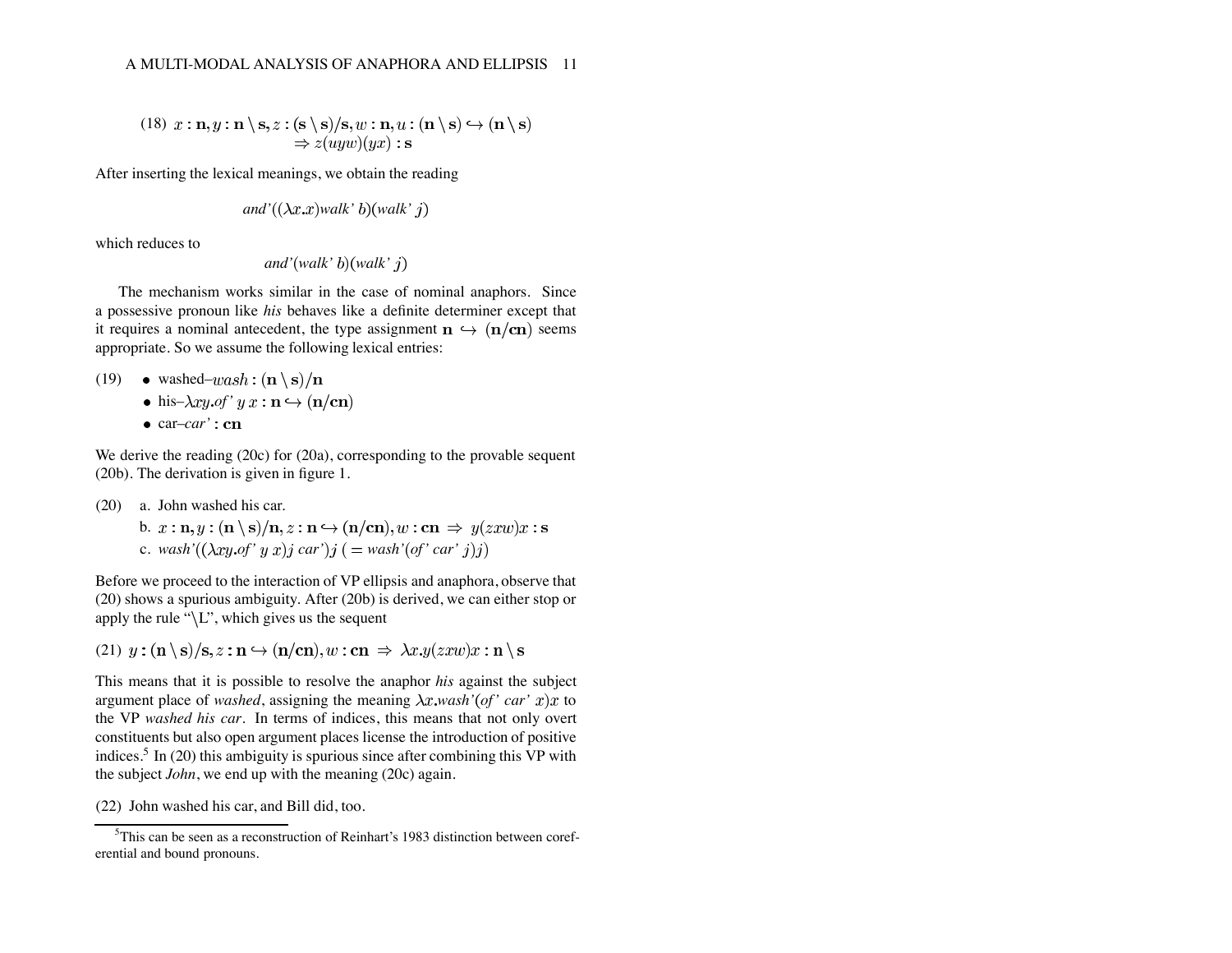(18) $x : \mathbf{n}, y : \mathbf{n} \backslash \mathbf{s}, z : (\mathbf{s} \backslash \mathbf{s})/\mathbf{s}, w : \mathbf{n}, u : (\mathbf{n} \backslash \mathbf{s}) \hookrightarrow (\mathbf{n} \backslash \mathbf{s})$
$\Rightarrow z(uyw)(yx) : \mathbf{s}$

After inserting the lexical meanings, we obtain the reading

$$and'((\lambda x.x)walk'\ b)(walk'\ j)$$

which reduces to

$$and'(walk'\ b)(walk'\ j)$$

The mechanism works similar in the case of nominal anaphors. Since a possessive pronoun like *his* behaves like a definite determiner except that it requires a nominal antecedent, the type assignment $\mathbf{n} \hookrightarrow (\mathbf{n}/\mathbf{cn})$ seems appropriate. So we assume the following lexical entries:

(19)
- washed–$wash : (\mathbf{n} \backslash \mathbf{s})/\mathbf{n}$
- his–$\lambda xy.of'\ y\ x : \mathbf{n} \hookrightarrow (\mathbf{n}/\mathbf{cn})$
- car–$car' : \mathbf{cn}$

We derive the reading (20c) for (20a), corresponding to the provable sequent (20b). The derivation is given in figure 1.

(20) a. John washed his car.
b. $x : \mathbf{n}, y : (\mathbf{n} \backslash \mathbf{s})/\mathbf{n}, z : \mathbf{n} \hookrightarrow (\mathbf{n}/\mathbf{cn}), w : \mathbf{cn} \ \Rightarrow\ y(zxw)x : \mathbf{s}$
c. $wash'((\lambda xy.of'\ y\ x)j\ car')j\ (= wash'(of'\ car'\ j)j)$

Before we proceed to the interaction of VP ellipsis and anaphora, observe that (20) shows a spurious ambiguity. After (20b) is derived, we can either stop or apply the rule "$\backslash$L", which gives us the sequent

(21) $y : (\mathbf{n} \backslash \mathbf{s})/\mathbf{s}, z : \mathbf{n} \hookrightarrow (\mathbf{n}/\mathbf{cn}), w : \mathbf{cn} \ \Rightarrow\ \lambda x.y(zxw)x : \mathbf{n} \backslash \mathbf{s}$

This means that it is possible to resolve the anaphor *his* against the subject argument place of *washed*, assigning the meaning $\lambda x.wash'(of'\ car'\ x)x$ to the VP *washed his car*. In terms of indices, this means that not only overt constituents but also open argument places license the introduction of positive indices.[5] In (20) this ambiguity is spurious since after combining this VP with the subject *John*, we end up with the meaning (20c) again.

(22) John washed his car, and Bill did, too.

[5] This can be seen as a reconstruction of Reinhart's 1983 distinction between coreferential and bound pronouns.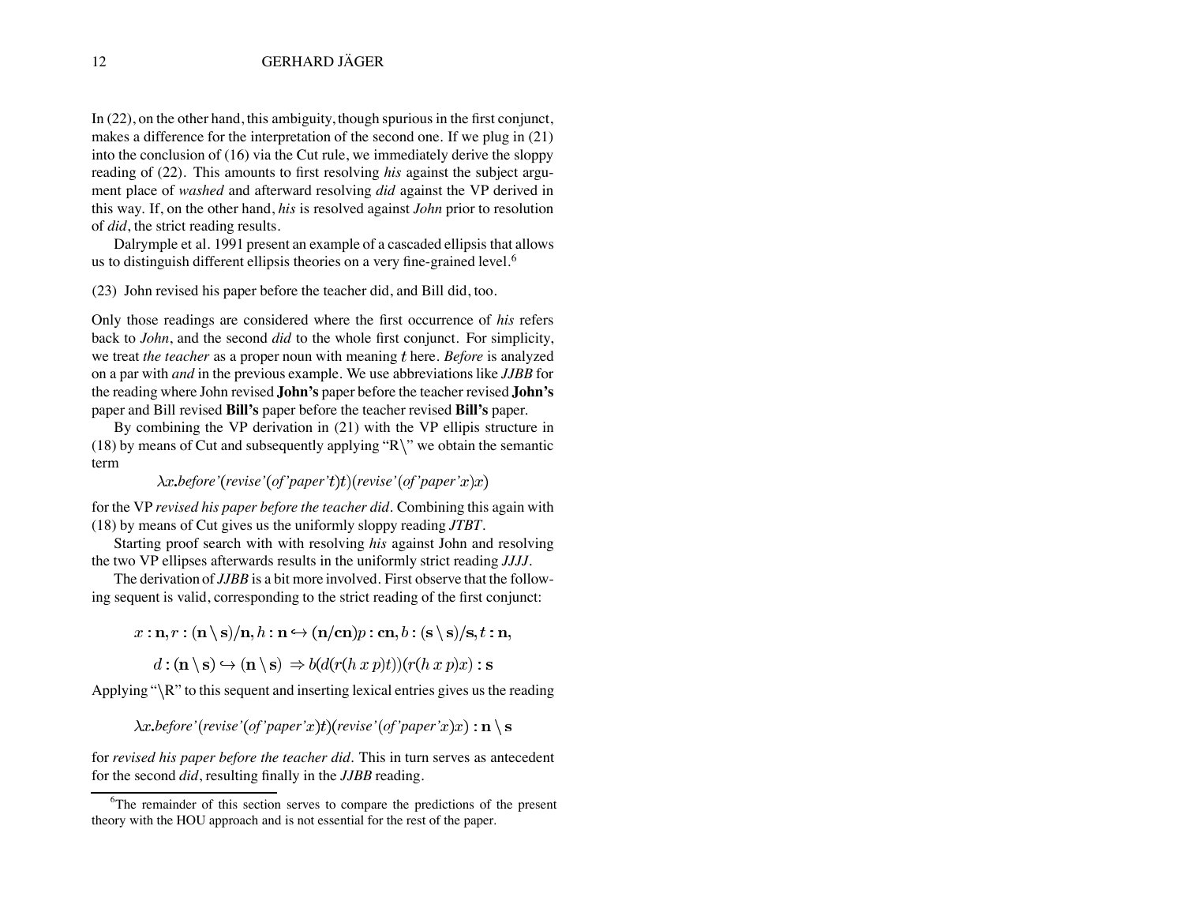In (22), on the other hand, this ambiguity, though spurious in the first conjunct, makes a difference for the interpretation of the second one. If we plug in (21) into the conclusion of (16) via the Cut rule, we immediately derive the sloppy reading of (22). This amounts to first resolving *his* against the subject argument place of *washed* and afterward resolving *did* against the VP derived in this way. If, on the other hand, *his* is resolved against *John* prior to resolution of *did*, the strict reading results.

Dalrymple et al. 1991 present an example of a cascaded ellipsis that allows us to distinguish different ellipsis theories on a very fine-grained level.[6]

(23) John revised his paper before the teacher did, and Bill did, too.

Only those readings are considered where the first occurrence of *his* refers back to *John*, and the second *did* to the whole first conjunct. For simplicity, we treat *the teacher* as a proper noun with meaning $t$ here. *Before* is analyzed on a par with *and* in the previous example. We use abbreviations like *JJBB* for the reading where John revised **John's** paper before the teacher revised **John's** paper and Bill revised **Bill's** paper before the teacher revised **Bill's** paper.

By combining the VP derivation in (21) with the VP ellipis structure in (18) by means of Cut and subsequently applying "R\" we obtain the semantic term

$$\lambda x.\textit{before'}(\textit{revise'}(\textit{of'paper'}t)t)(\textit{revise'}(\textit{of'paper'}x)x)$$

for the VP *revised his paper before the teacher did*. Combining this again with (18) by means of Cut gives us the uniformly sloppy reading *JTBT*.

Starting proof search with with resolving *his* against John and resolving the two VP ellipses afterwards results in the uniformly strict reading *JJJJ*.

The derivation of *JJBB* is a bit more involved. First observe that the following sequent is valid, corresponding to the strict reading of the first conjunct:

$$x : \mathbf{n}, r : (\mathbf{n} \setminus \mathbf{s})/\mathbf{n}, h : \mathbf{n} \hookrightarrow (\mathbf{n}/\mathbf{cn})p : \mathbf{cn}, b : (\mathbf{s} \setminus \mathbf{s})/\mathbf{s}, t : \mathbf{n},$$

$$d : (\mathbf{n} \setminus \mathbf{s}) \hookrightarrow (\mathbf{n} \setminus \mathbf{s}) \Rightarrow b(d(r(h\,x\,p)t))(r(h\,x\,p)x) : \mathbf{s}$$

Applying "\R" to this sequent and inserting lexical entries gives us the reading

$$\lambda x.\textit{before'}(\textit{revise'}(\textit{of'paper'}x)t)(\textit{revise'}(\textit{of'paper'}x)x) : \mathbf{n} \setminus \mathbf{s}$$

for *revised his paper before the teacher did*. This in turn serves as antecedent for the second *did*, resulting finally in the *JJBB* reading.

[6] The remainder of this section serves to compare the predictions of the present theory with the HOU approach and is not essential for the rest of the paper.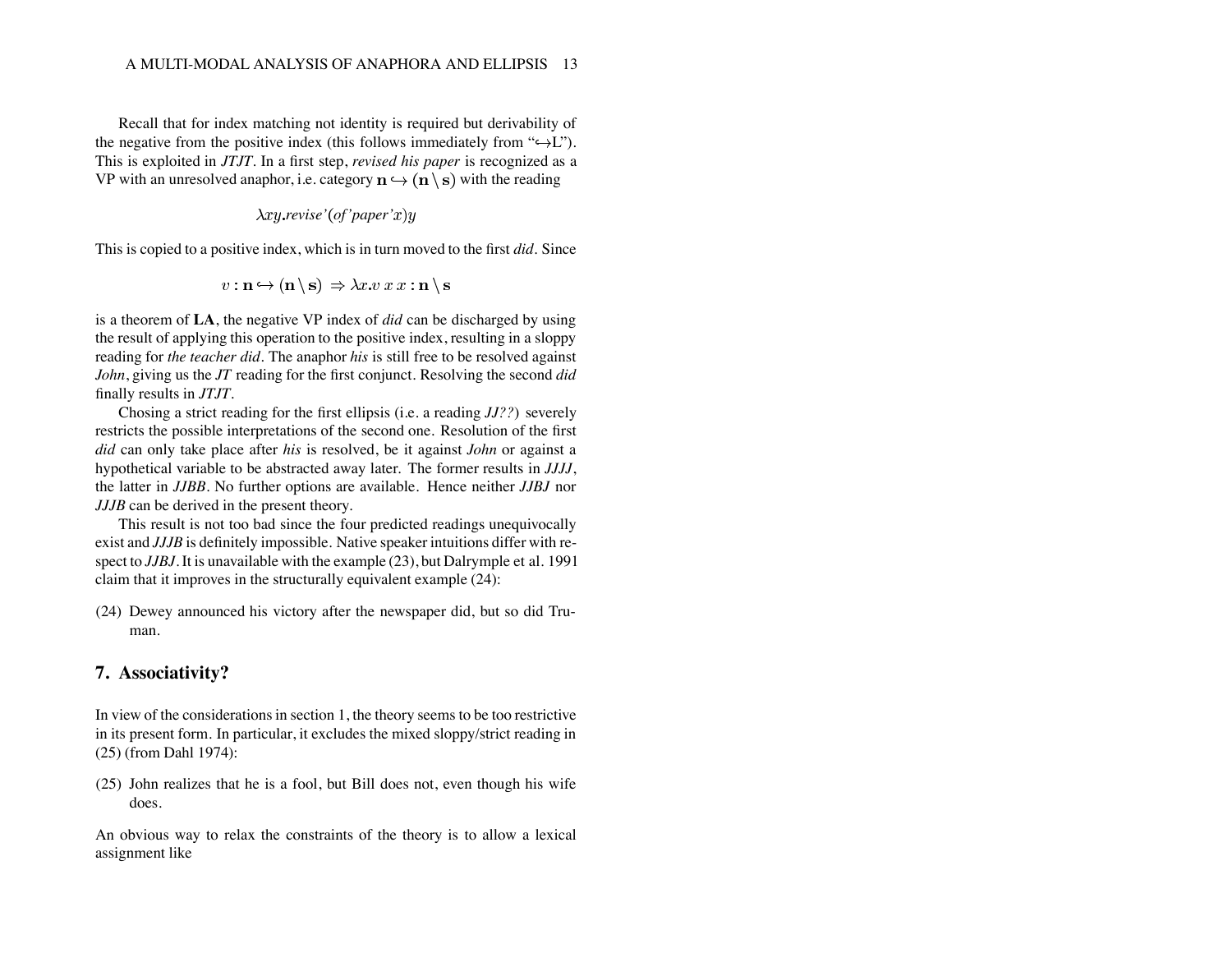Recall that for index matching not identity is required but derivability of the negative from the positive index (this follows immediately from "$\hookrightarrow$L"). This is exploited in *JTJT*. In a first step, *revised his paper* is recognized as a VP with an unresolved anaphor, i.e. category $\mathbf{n} \hookrightarrow (\mathbf{n} \backslash \mathbf{s})$ with the reading

$$\lambda xy.\textit{revise'}(\textit{of'paper'}x)y$$

This is copied to a positive index, which is in turn moved to the first *did*. Since

$$v : \mathbf{n} \hookrightarrow (\mathbf{n} \backslash \mathbf{s}) \Rightarrow \lambda x.v\, x\, x : \mathbf{n} \backslash \mathbf{s}$$

is a theorem of **LA**, the negative VP index of *did* can be discharged by using the result of applying this operation to the positive index, resulting in a sloppy reading for *the teacher did*. The anaphor *his* is still free to be resolved against *John*, giving us the *JT* reading for the first conjunct. Resolving the second *did* finally results in *JTJT*.

Chosing a strict reading for the first ellipsis (i.e. a reading *JJ??*) severely restricts the possible interpretations of the second one. Resolution of the first *did* can only take place after *his* is resolved, be it against *John* or against a hypothetical variable to be abstracted away later. The former results in *JJJJ*, the latter in *JJBB*. No further options are available. Hence neither *JJBJ* nor *JJJB* can be derived in the present theory.

This result is not too bad since the four predicted readings unequivocally exist and *JJJB* is definitely impossible. Native speaker intuitions differ with respect to *JJBJ*. It is unavailable with the example (23), but Dalrymple et al. 1991 claim that it improves in the structurally equivalent example (24):

(24) Dewey announced his victory after the newspaper did, but so did Truman.

## 7. Associativity?

In view of the considerations in section 1, the theory seems to be too restrictive in its present form. In particular, it excludes the mixed sloppy/strict reading in (25) (from Dahl 1974):

(25) John realizes that he is a fool, but Bill does not, even though his wife does.

An obvious way to relax the constraints of the theory is to allow a lexical assignment like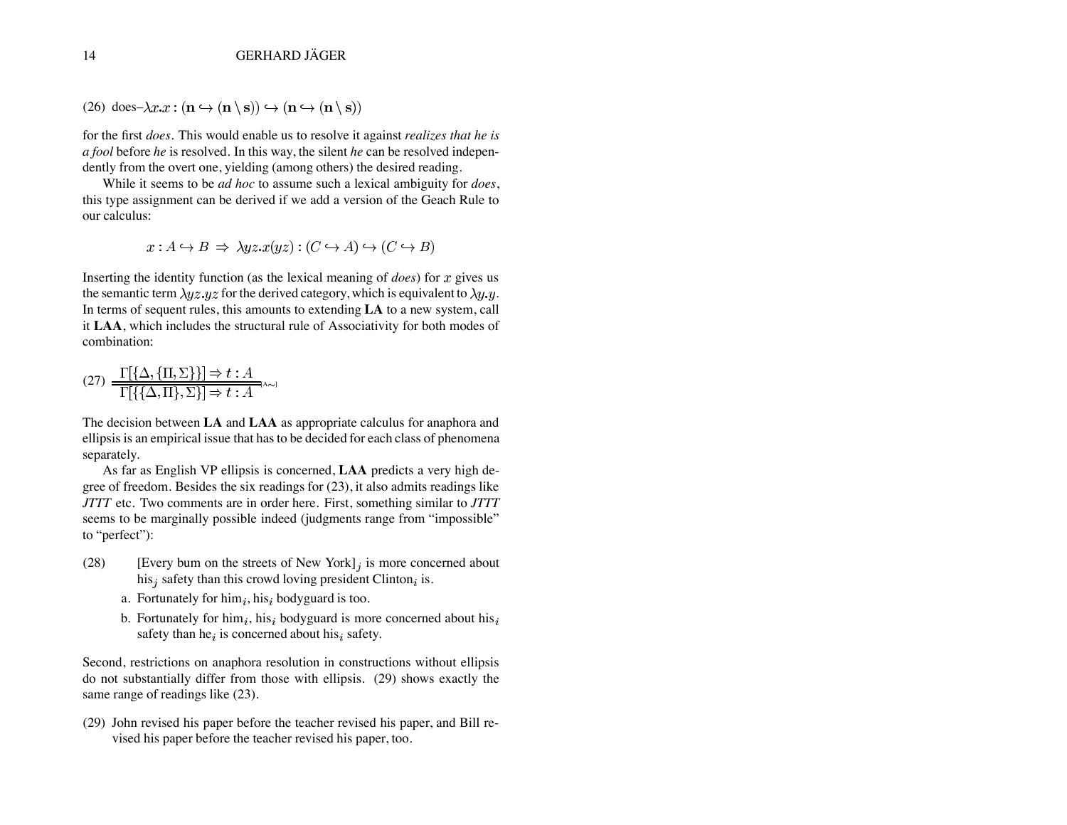(26) does–$\lambda x.x : (\mathbf{n} \hookrightarrow (\mathbf{n} \setminus \mathbf{s})) \hookrightarrow (\mathbf{n} \hookrightarrow (\mathbf{n} \setminus \mathbf{s}))$

for the first *does*. This would enable us to resolve it against *realizes that he is a fool* before *he* is resolved. In this way, the silent *he* can be resolved independently from the overt one, yielding (among others) the desired reading.

While it seems to be *ad hoc* to assume such a lexical ambiguity for *does*, this type assignment can be derived if we add a version of the Geach Rule to our calculus:

$$x : A \hookrightarrow B \;\Rightarrow\; \lambda yz.x(yz) : (C \hookrightarrow A) \hookrightarrow (C \hookrightarrow B)$$

Inserting the identity function (as the lexical meaning of *does*) for $x$ gives us the semantic term $\lambda yz.yz$ for the derived category, which is equivalent to $\lambda y.y$. In terms of sequent rules, this amounts to extending **LA** to a new system, call it **LAA**, which includes the structural rule of Associativity for both modes of combination:

$$(27)\quad \frac{\Gamma[\{\Delta, \{\Pi, \Sigma\}\}] \Rightarrow t : A}{\Gamma[\{\{\Delta, \Pi\}, \Sigma\}] \Rightarrow t : A}[A\!\sim]$$

The decision between **LA** and **LAA** as appropriate calculus for anaphora and ellipsis is an empirical issue that has to be decided for each class of phenomena separately.

As far as English VP ellipsis is concerned, **LAA** predicts a very high degree of freedom. Besides the six readings for (23), it also admits readings like *JTTT* etc. Two comments are in order here. First, something similar to *JTTT* seems to be marginally possible indeed (judgments range from "impossible" to "perfect"):

(28) [Every bum on the streets of New York]$_j$ is more concerned about his$_j$ safety than this crowd loving president Clinton$_i$ is.

a. Fortunately for him$_i$, his$_i$ bodyguard is too.

b. Fortunately for him$_i$, his$_i$ bodyguard is more concerned about his$_i$ safety than he$_i$ is concerned about his$_i$ safety.

Second, restrictions on anaphora resolution in constructions without ellipsis do not substantially differ from those with ellipsis. (29) shows exactly the same range of readings like (23).

(29) John revised his paper before the teacher revised his paper, and Bill revised his paper before the teacher revised his paper, too.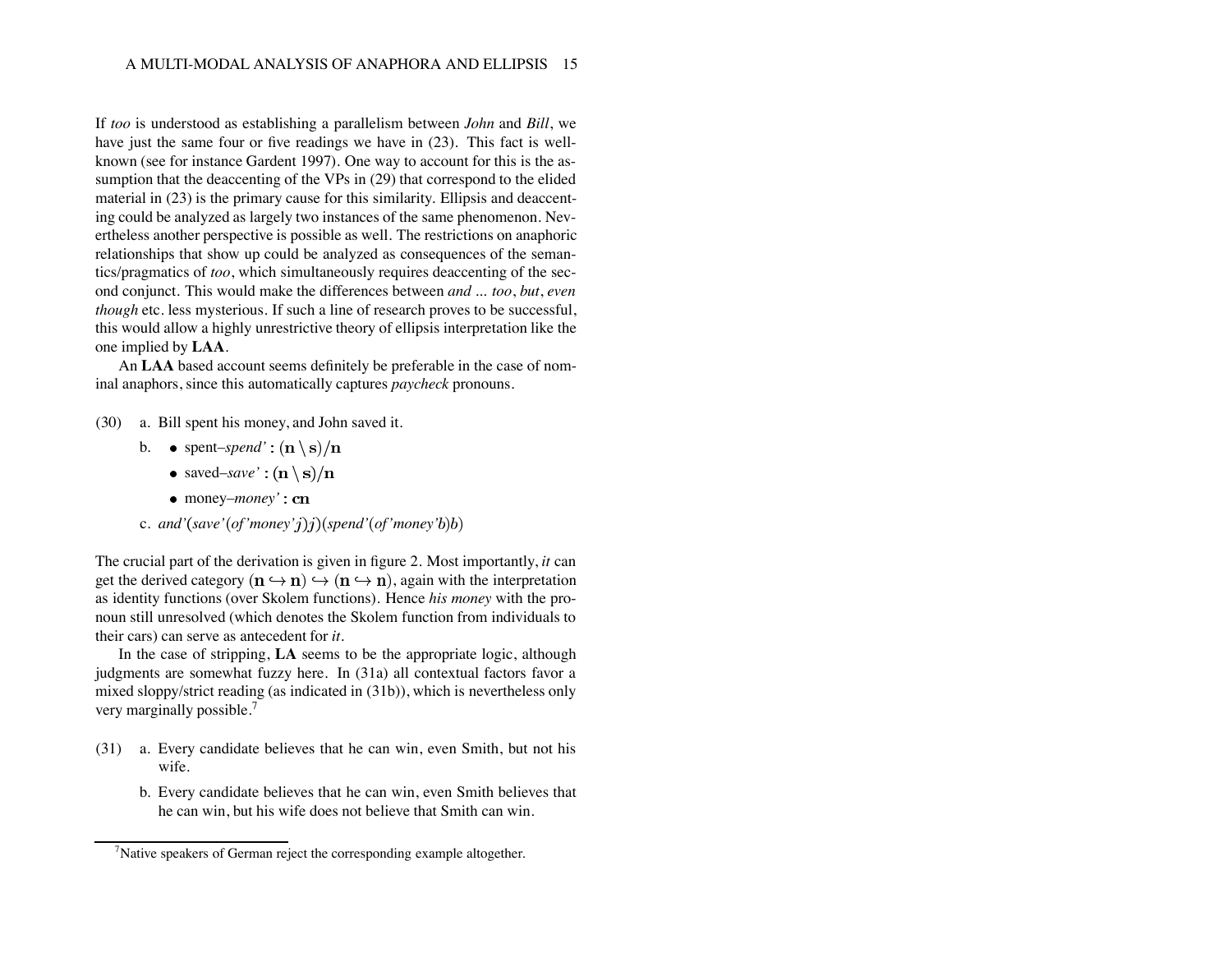If *too* is understood as establishing a parallelism between *John* and *Bill*, we have just the same four or five readings we have in (23). This fact is well-known (see for instance Gardent 1997). One way to account for this is the assumption that the deaccenting of the VPs in (29) that correspond to the elided material in (23) is the primary cause for this similarity. Ellipsis and deaccenting could be analyzed as largely two instances of the same phenomenon. Nevertheless another perspective is possible as well. The restrictions on anaphoric relationships that show up could be analyzed as consequences of the semantics/pragmatics of *too*, which simultaneously requires deaccenting of the second conjunct. This would make the differences between *and ... too*, *but*, *even though* etc. less mysterious. If such a line of research proves to be successful, this would allow a highly unrestrictive theory of ellipsis interpretation like the one implied by **LAA**.

An **LAA** based account seems definitely be preferable in the case of nominal anaphors, since this automatically captures *paycheck* pronouns.

(30) a. Bill spent his money, and John saved it.

b. 
- spent–*spend'* : $(\mathbf{n} \setminus \mathbf{s})/\mathbf{n}$
- saved–*save'* : $(\mathbf{n} \setminus \mathbf{s})/\mathbf{n}$
- money–*money'* : $\mathbf{cn}$

c. *and'*(*save'*(*of'money'* $j$)$j$)(*spend'*(*of'money'*$b$)$b$)

The crucial part of the derivation is given in figure 2. Most importantly, *it* can get the derived category $(\mathbf{n} \hookrightarrow \mathbf{n}) \hookrightarrow (\mathbf{n} \hookrightarrow \mathbf{n})$, again with the interpretation as identity functions (over Skolem functions). Hence *his money* with the pronoun still unresolved (which denotes the Skolem function from individuals to their cars) can serve as antecedent for *it*.

In the case of stripping, **LA** seems to be the appropriate logic, although judgments are somewhat fuzzy here. In (31a) all contextual factors favor a mixed sloppy/strict reading (as indicated in (31b)), which is nevertheless only very marginally possible.[7]

(31) a. Every candidate believes that he can win, even Smith, but not his wife.

b. Every candidate believes that he can win, even Smith believes that he can win, but his wife does not believe that Smith can win.

[7] Native speakers of German reject the corresponding example altogether.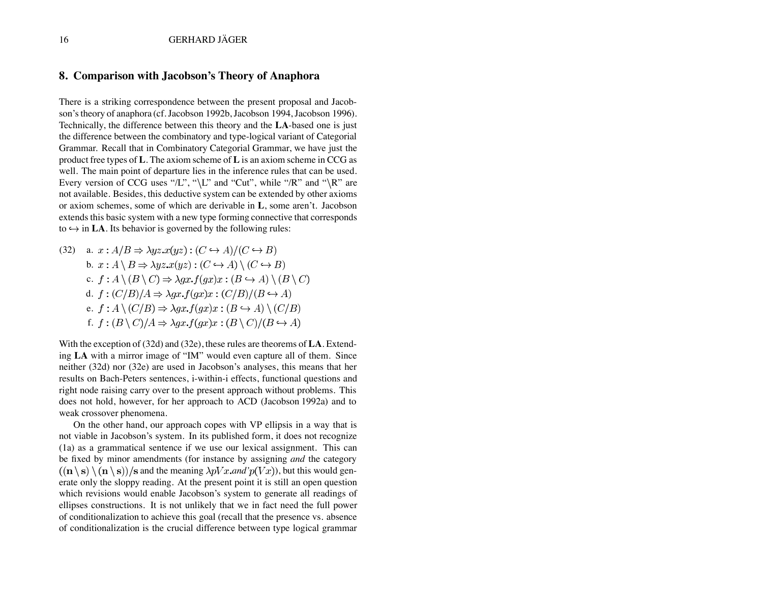## 8. Comparison with Jacobson's Theory of Anaphora

There is a striking correspondence between the present proposal and Jacobson's theory of anaphora (cf. Jacobson 1992b, Jacobson 1994, Jacobson 1996). Technically, the difference between this theory and the **LA**-based one is just the difference between the combinatory and type-logical variant of Categorial Grammar. Recall that in Combinatory Categorial Grammar, we have just the product free types of **L**. The axiom scheme of **L** is an axiom scheme in CCG as well. The main point of departure lies in the inference rules that can be used. Every version of CCG uses "/L", "\L" and "Cut", while "/R" and "\R" are not available. Besides, this deductive system can be extended by other axioms or axiom schemes, some of which are derivable in **L**, some aren't. Jacobson extends this basic system with a new type forming connective that corresponds to $\hookrightarrow$ in **LA**. Its behavior is governed by the following rules:

(32)
a. $x : A/B \Rightarrow \lambda yz.x(yz) : (C \hookrightarrow A)/(C \hookrightarrow B)$
b. $x : A \setminus B \Rightarrow \lambda yz.x(yz) : (C \hookrightarrow A) \setminus (C \hookrightarrow B)$
c. $f : A \setminus (B \setminus C) \Rightarrow \lambda gx.f(gx)x : (B \hookrightarrow A) \setminus (B \setminus C)$
d. $f : (C/B)/A \Rightarrow \lambda gx.f(gx)x : (C/B)/(B \hookrightarrow A)$
e. $f : A \setminus (C/B) \Rightarrow \lambda gx.f(gx)x : (B \hookrightarrow A) \setminus (C/B)$
f. $f : (B \setminus C)/A \Rightarrow \lambda gx.f(gx)x : (B \setminus C)/(B \hookrightarrow A)$

With the exception of (32d) and (32e), these rules are theorems of **LA**. Extending **LA** with a mirror image of "IM" would even capture all of them. Since neither (32d) nor (32e) are used in Jacobson's analyses, this means that her results on Bach-Peters sentences, i-within-i effects, functional questions and right node raising carry over to the present approach without problems. This does not hold, however, for her approach to ACD (Jacobson 1992a) and to weak crossover phenomena.

On the other hand, our approach copes with VP ellipsis in a way that is not viable in Jacobson's system. In its published form, it does not recognize (1a) as a grammatical sentence if we use our lexical assignment. This can be fixed by minor amendments (for instance by assigning *and* the category $((\mathbf{n} \setminus \mathbf{s}) \setminus (\mathbf{n} \setminus \mathbf{s}))/\mathbf{s}$ and the meaning $\lambda pVx.and'p(Vx)$), but this would generate only the sloppy reading. At the present point it is still an open question which revisions would enable Jacobson's system to generate all readings of ellipses constructions. It is not unlikely that we in fact need the full power of conditionalization to achieve this goal (recall that the presence vs. absence of conditionalization is the crucial difference between type logical grammar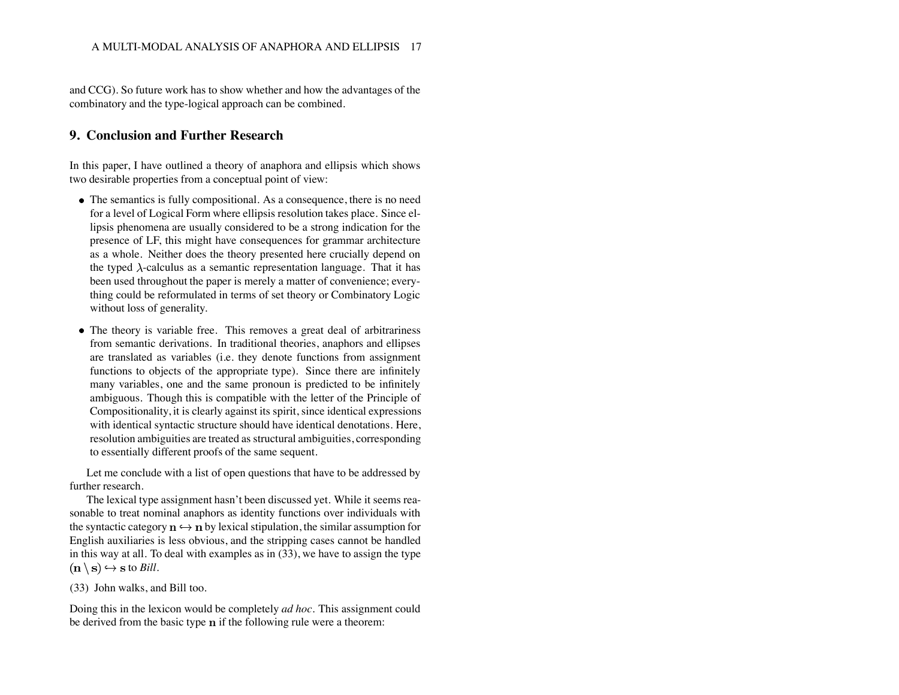and CCG). So future work has to show whether and how the advantages of the combinatory and the type-logical approach can be combined.

## 9. Conclusion and Further Research

In this paper, I have outlined a theory of anaphora and ellipsis which shows two desirable properties from a conceptual point of view:

- The semantics is fully compositional. As a consequence, there is no need for a level of Logical Form where ellipsis resolution takes place. Since ellipsis phenomena are usually considered to be a strong indication for the presence of LF, this might have consequences for grammar architecture as a whole. Neither does the theory presented here crucially depend on the typed $\lambda$-calculus as a semantic representation language. That it has been used throughout the paper is merely a matter of convenience; everything could be reformulated in terms of set theory or Combinatory Logic without loss of generality.
- The theory is variable free. This removes a great deal of arbitrariness from semantic derivations. In traditional theories, anaphors and ellipses are translated as variables (i.e. they denote functions from assignment functions to objects of the appropriate type). Since there are infinitely many variables, one and the same pronoun is predicted to be infinitely ambiguous. Though this is compatible with the letter of the Principle of Compositionality, it is clearly against its spirit, since identical expressions with identical syntactic structure should have identical denotations. Here, resolution ambiguities are treated as structural ambiguities, corresponding to essentially different proofs of the same sequent.

Let me conclude with a list of open questions that have to be addressed by further research.

The lexical type assignment hasn't been discussed yet. While it seems reasonable to treat nominal anaphors as identity functions over individuals with the syntactic category $\mathbf{n} \hookrightarrow \mathbf{n}$ by lexical stipulation, the similar assumption for English auxiliaries is less obvious, and the stripping cases cannot be handled in this way at all. To deal with examples as in (33), we have to assign the type $(\mathbf{n} \setminus \mathbf{s}) \hookrightarrow \mathbf{s}$ to *Bill*.

(33) John walks, and Bill too.

Doing this in the lexicon would be completely *ad hoc*. This assignment could be derived from the basic type $\mathbf{n}$ if the following rule were a theorem: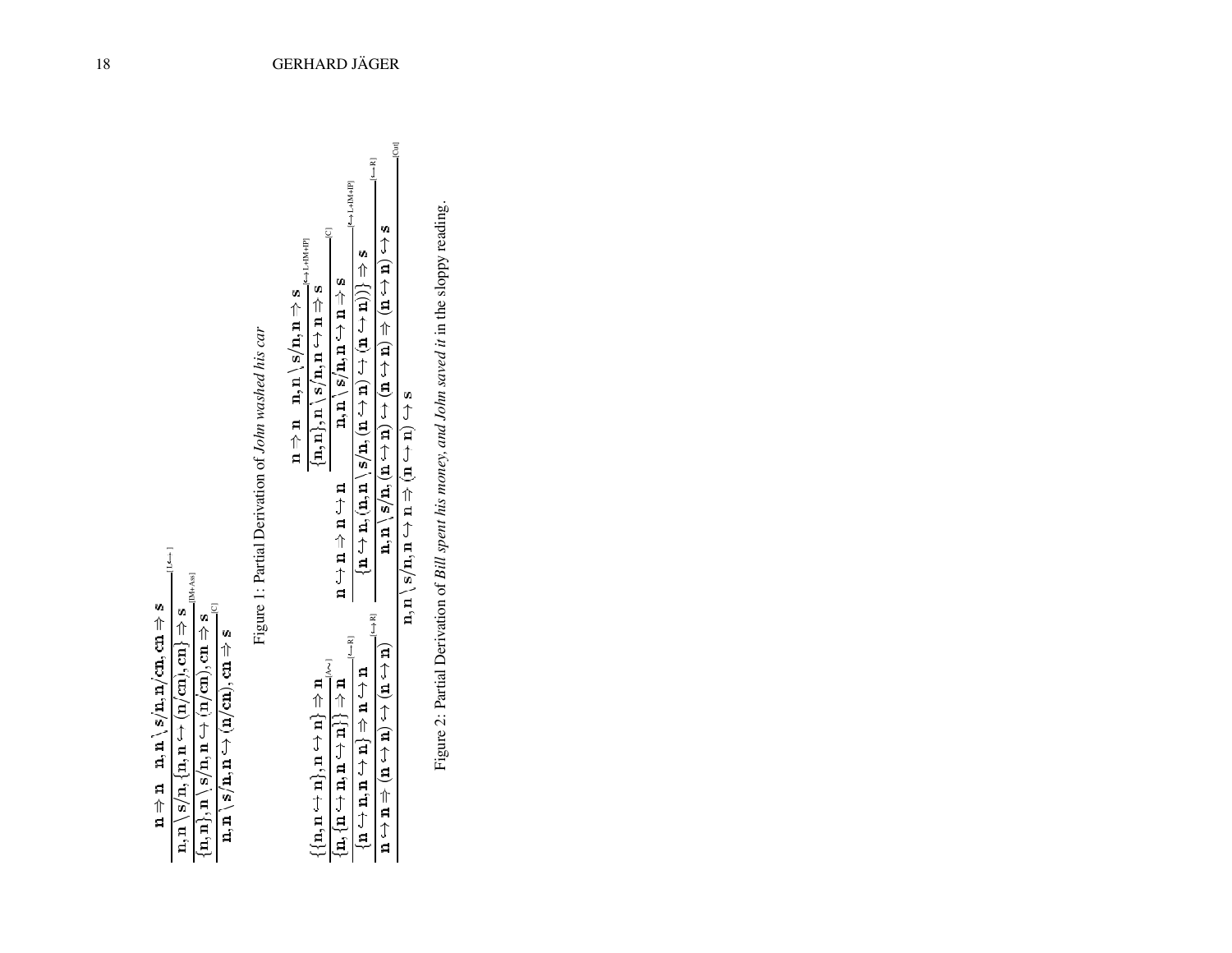$$
\dfrac{
  \dfrac{
    \dfrac{n \Rightarrow n \qquad n, n\backslash s/n, n/cn, cn \Rightarrow s}
          {n, n\backslash s/n, \{n, n \hookrightarrow (n/cn), cn\} \Rightarrow s}\,[L\hookrightarrow]
  }{\{n, n\}, n\backslash s/n, n \hookrightarrow (n/cn), cn \Rightarrow s}\,[IM{+}Ass]
}{n, n\backslash s/n, n \hookrightarrow (n/cn), cn \Rightarrow s}\,[C]
$$

Figure 1: Partial Derivation of *John washed his car*

Left branch:

$$
\dfrac{
  \dfrac{
    \dfrac{\{\{n, n \hookrightarrow n\}, n \hookrightarrow n\} \Rightarrow n}
          {\{n, \{n \hookrightarrow n, n \hookrightarrow n\}\} \Rightarrow n}\,[A\sim]
  }{\{n \hookrightarrow n, n \hookrightarrow n\} \Rightarrow n \hookrightarrow n}\,[\hookrightarrow R]
}{n \hookrightarrow n \Rightarrow (n \hookrightarrow n) \hookrightarrow (n \hookrightarrow n)}\,[\hookrightarrow R]
$$

Right branch:

$$
\dfrac{
  \dfrac{
    n \hookrightarrow n \Rightarrow n \hookrightarrow n
    \qquad
    \dfrac{
      \dfrac{n \Rightarrow n \qquad n, n\backslash s/n, n \Rightarrow s}
            {\{n, n\}, n\backslash s/n, n \hookrightarrow n \Rightarrow s}\,[\hookrightarrow L{+}IM{+}IP]
    }{n, n\backslash s/n, n \hookrightarrow n \Rightarrow s}\,[C]
  }{\{n \hookrightarrow n, (n, (n\backslash s/n, (n \hookrightarrow n) \hookrightarrow (n \hookrightarrow n)))\} \Rightarrow s}\,[\hookrightarrow L{+}IM{+}IP]
}{n, n\backslash s/n, (n \hookrightarrow n) \hookrightarrow (n \hookrightarrow n) \Rightarrow (n \hookrightarrow n) \hookrightarrow s}\,[\hookrightarrow R]
$$

Conclusion (by [Cut] from the two branches):

$$
n, n\backslash s/n, n \hookrightarrow n \Rightarrow (n \hookrightarrow n) \hookrightarrow s \quad [Cut]
$$

Figure 2: Partial Derivation of *Bill spent his money, and John saved it* in the sloppy reading.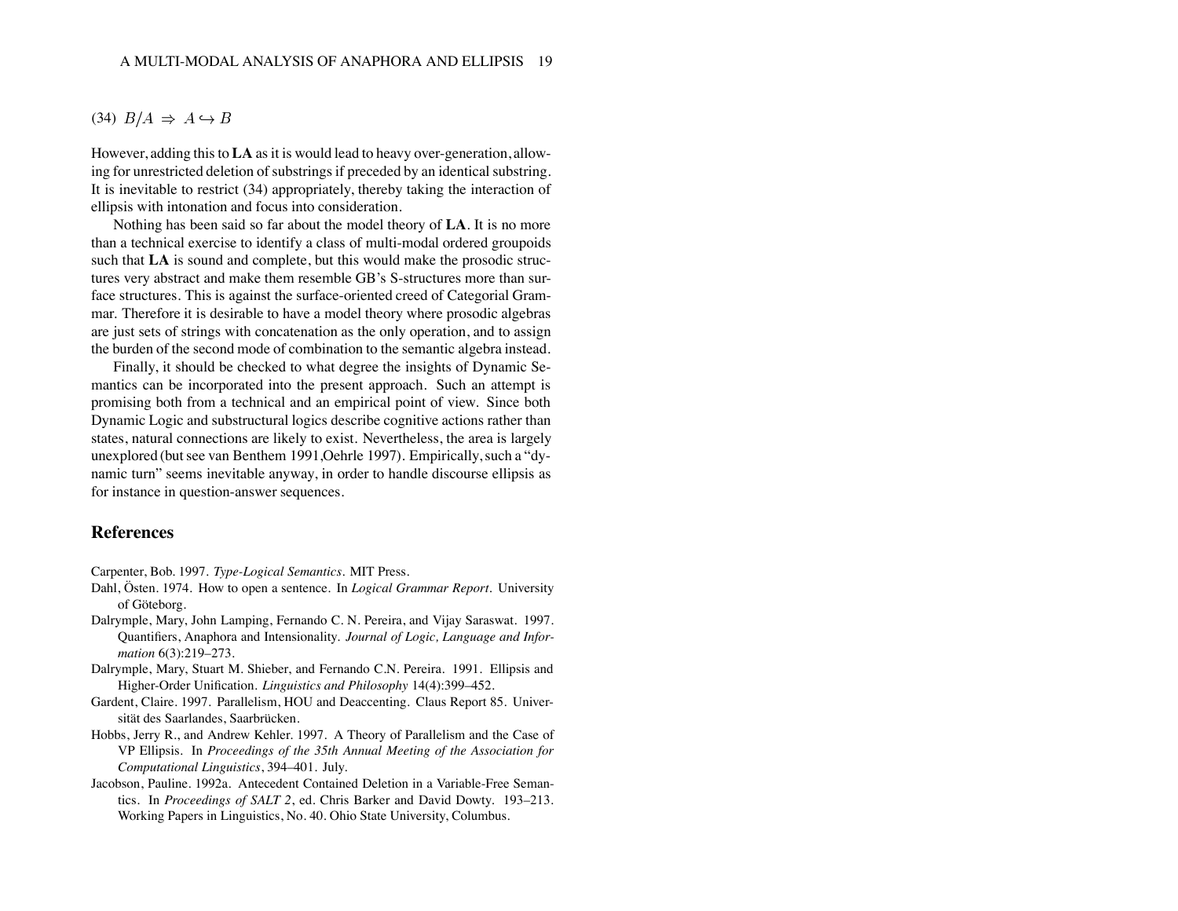(34) $B/A \Rightarrow A \hookrightarrow B$

However, adding this to **LA** as it is would lead to heavy over-generation, allowing for unrestricted deletion of substrings if preceded by an identical substring. It is inevitable to restrict (34) appropriately, thereby taking the interaction of ellipsis with intonation and focus into consideration.

Nothing has been said so far about the model theory of **LA**. It is no more than a technical exercise to identify a class of multi-modal ordered groupoids such that **LA** is sound and complete, but this would make the prosodic structures very abstract and make them resemble GB's S-structures more than surface structures. This is against the surface-oriented creed of Categorial Grammar. Therefore it is desirable to have a model theory where prosodic algebras are just sets of strings with concatenation as the only operation, and to assign the burden of the second mode of combination to the semantic algebra instead.

Finally, it should be checked to what degree the insights of Dynamic Semantics can be incorporated into the present approach. Such an attempt is promising both from a technical and an empirical point of view. Since both Dynamic Logic and substructural logics describe cognitive actions rather than states, natural connections are likely to exist. Nevertheless, the area is largely unexplored (but see van Benthem 1991,Oehrle 1997). Empirically, such a "dynamic turn" seems inevitable anyway, in order to handle discourse ellipsis as for instance in question-answer sequences.

## References

Carpenter, Bob. 1997. *Type-Logical Semantics*. MIT Press.

Dahl, Östen. 1974. How to open a sentence. In *Logical Grammar Report*. University of Göteborg.

Dalrymple, Mary, John Lamping, Fernando C. N. Pereira, and Vijay Saraswat. 1997. Quantifiers, Anaphora and Intensionality. *Journal of Logic, Language and Information* 6(3):219–273.

Dalrymple, Mary, Stuart M. Shieber, and Fernando C.N. Pereira. 1991. Ellipsis and Higher-Order Unification. *Linguistics and Philosophy* 14(4):399–452.

Gardent, Claire. 1997. Parallelism, HOU and Deaccenting. Claus Report 85. Universität des Saarlandes, Saarbrücken.

Hobbs, Jerry R., and Andrew Kehler. 1997. A Theory of Parallelism and the Case of VP Ellipsis. In *Proceedings of the 35th Annual Meeting of the Association for Computational Linguistics*, 394–401. July.

Jacobson, Pauline. 1992a. Antecedent Contained Deletion in a Variable-Free Semantics. In *Proceedings of SALT 2*, ed. Chris Barker and David Dowty. 193–213. Working Papers in Linguistics, No. 40. Ohio State University, Columbus.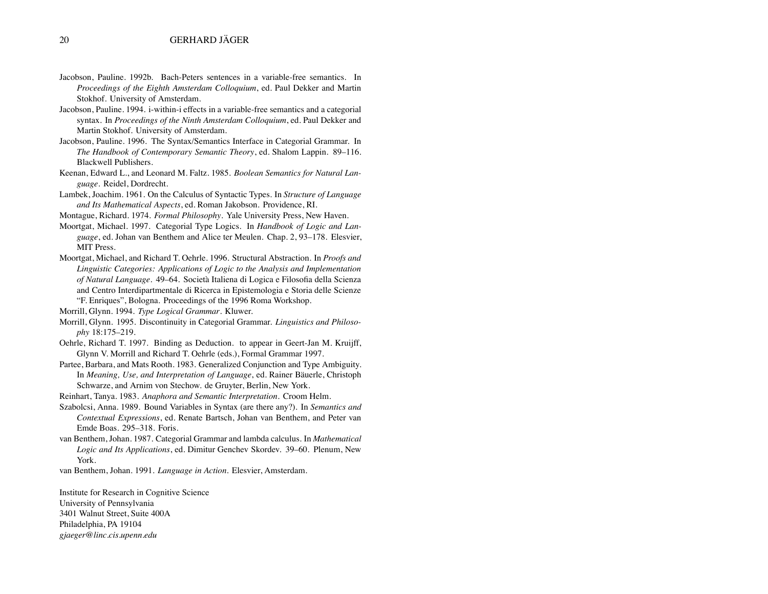Jacobson, Pauline. 1992b. Bach-Peters sentences in a variable-free semantics. In *Proceedings of the Eighth Amsterdam Colloquium*, ed. Paul Dekker and Martin Stokhof. University of Amsterdam.

Jacobson, Pauline. 1994. i-within-i effects in a variable-free semantics and a categorial syntax. In *Proceedings of the Ninth Amsterdam Colloquium*, ed. Paul Dekker and Martin Stokhof. University of Amsterdam.

Jacobson, Pauline. 1996. The Syntax/Semantics Interface in Categorial Grammar. In *The Handbook of Contemporary Semantic Theory*, ed. Shalom Lappin. 89–116. Blackwell Publishers.

Keenan, Edward L., and Leonard M. Faltz. 1985. *Boolean Semantics for Natural Language*. Reidel, Dordrecht.

Lambek, Joachim. 1961. On the Calculus of Syntactic Types. In *Structure of Language and Its Mathematical Aspects*, ed. Roman Jakobson. Providence, RI.

Montague, Richard. 1974. *Formal Philosophy*. Yale University Press, New Haven.

Moortgat, Michael. 1997. Categorial Type Logics. In *Handbook of Logic and Language*, ed. Johan van Benthem and Alice ter Meulen. Chap. 2, 93–178. Elesvier, MIT Press.

Moortgat, Michael, and Richard T. Oehrle. 1996. Structural Abstraction. In *Proofs and Linguistic Categories: Applications of Logic to the Analysis and Implementation of Natural Language*. 49–64. Società Italiena di Logica e Filosofia della Scienza and Centro Interdipartmentale di Ricerca in Epistemologia e Storia delle Scienze "F. Enriques", Bologna. Proceedings of the 1996 Roma Workshop.

Morrill, Glynn. 1994. *Type Logical Grammar*. Kluwer.

Morrill, Glynn. 1995. Discontinuity in Categorial Grammar. *Linguistics and Philosophy* 18:175–219.

Oehrle, Richard T. 1997. Binding as Deduction. to appear in Geert-Jan M. Kruijff, Glynn V. Morrill and Richard T. Oehrle (eds.), Formal Grammar 1997.

Partee, Barbara, and Mats Rooth. 1983. Generalized Conjunction and Type Ambiguity. In *Meaning, Use, and Interpretation of Language*, ed. Rainer Bäuerle, Christoph Schwarze, and Arnim von Stechow. de Gruyter, Berlin, New York.

Reinhart, Tanya. 1983. *Anaphora and Semantic Interpretation*. Croom Helm.

Szabolcsi, Anna. 1989. Bound Variables in Syntax (are there any?). In *Semantics and Contextual Expressions*, ed. Renate Bartsch, Johan van Benthem, and Peter van Emde Boas. 295–318. Foris.

van Benthem, Johan. 1987. Categorial Grammar and lambda calculus. In *Mathematical Logic and Its Applications*, ed. Dimitur Genchev Skordev. 39–60. Plenum, New York.

van Benthem, Johan. 1991. *Language in Action*. Elesvier, Amsterdam.

Institute for Research in Cognitive Science
University of Pennsylvania
3401 Walnut Street, Suite 400A
Philadelphia, PA 19104
*gjaeger@linc.cis.upenn.edu*